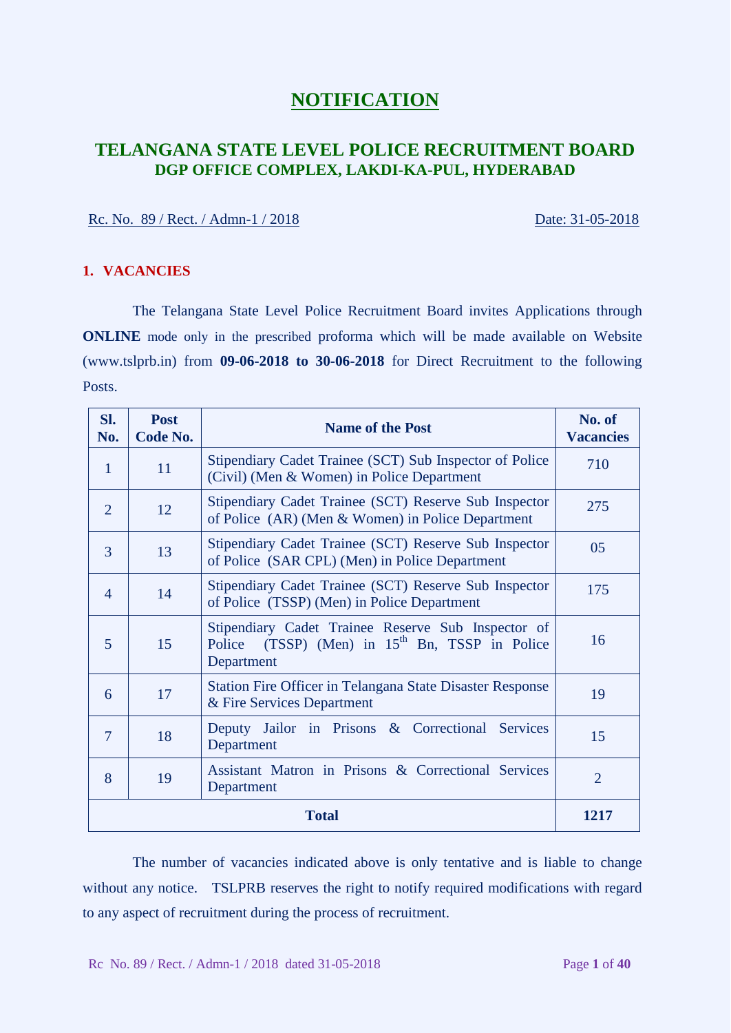# NOTIFICATION

## TELANGANA STATE LEVEL POLICE RECRUITMENT BOARD
### DGP OFFICE COMPLEX, LAKDI-KA-PUL, HYDERABAD

Rc. No. 89 / Rect. / Admn-1 / 2018 Date: 31-05-2018

### 1. VACANCIES

The Telangana State Level Police Recruitment Board invites Applications through **ONLINE** mode only in the prescribed proforma which will be made available on Website (www.tslprb.in) from **09-06-2018 to 30-06-2018** for Direct Recruitment to the following Posts.

| Sl. No. | Post Code No. | Name of the Post | No. of Vacancies |
|---|---|---|---|
| 1 | 11 | Stipendiary Cadet Trainee (SCT) Sub Inspector of Police (Civil) (Men & Women) in Police Department | 710 |
| 2 | 12 | Stipendiary Cadet Trainee (SCT) Reserve Sub Inspector of Police (AR) (Men & Women) in Police Department | 275 |
| 3 | 13 | Stipendiary Cadet Trainee (SCT) Reserve Sub Inspector of Police (SAR CPL) (Men) in Police Department | 05 |
| 4 | 14 | Stipendiary Cadet Trainee (SCT) Reserve Sub Inspector of Police (TSSP) (Men) in Police Department | 175 |
| 5 | 15 | Stipendiary Cadet Trainee Reserve Sub Inspector of Police (TSSP) (Men) in 15th Bn, TSSP in Police Department | 16 |
| 6 | 17 | Station Fire Officer in Telangana State Disaster Response & Fire Services Department | 19 |
| 7 | 18 | Deputy Jailor in Prisons & Correctional Services Department | 15 |
| 8 | 19 | Assistant Matron in Prisons & Correctional Services Department | 2 |
| **Total** | | | **1217** |

The number of vacancies indicated above is only tentative and is liable to change without any notice. TSLPRB reserves the right to notify required modifications with regard to any aspect of recruitment during the process of recruitment.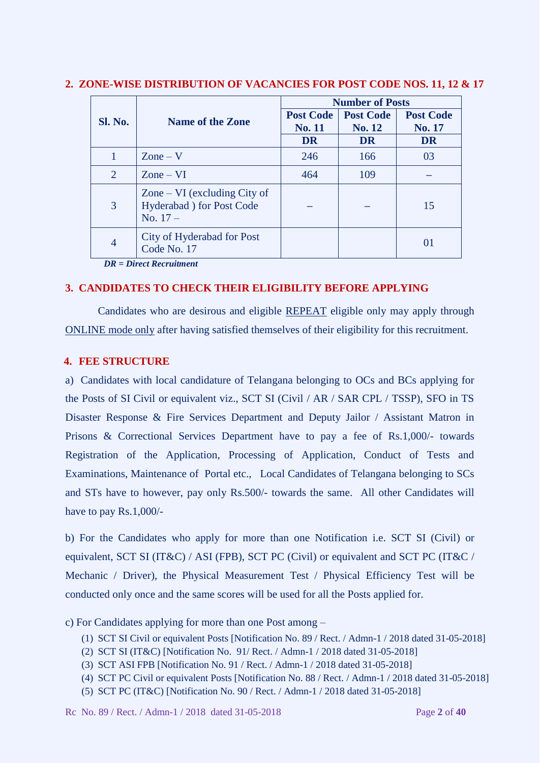## 2. ZONE-WISE DISTRIBUTION OF VACANCIES FOR POST CODE NOS. 11, 12 & 17

| Sl. No. | Name of the Zone | Number of Posts | | |
|---|---|---|---|---|
| | | Post Code No. 11 | Post Code No. 12 | Post Code No. 17 |
| | | DR | DR | DR |
| 1 | Zone – V | 246 | 166 | 03 |
| 2 | Zone – VI | 464 | 109 | – |
| 3 | Zone – VI (excluding City of Hyderabad ) for Post Code No. 17 – | – | – | 15 |
| 4 | City of Hyderabad for Post Code No. 17 | | | 01 |

***DR = Direct Recruitment***

## 3. CANDIDATES TO CHECK THEIR ELIGIBILITY BEFORE APPLYING

Candidates who are desirous and eligible REPEAT eligible only may apply through ONLINE mode only after having satisfied themselves of their eligibility for this recruitment.

## 4. FEE STRUCTURE

a) Candidates with local candidature of Telangana belonging to OCs and BCs applying for the Posts of SI Civil or equivalent viz., SCT SI (Civil / AR / SAR CPL / TSSP), SFO in TS Disaster Response & Fire Services Department and Deputy Jailor / Assistant Matron in Prisons & Correctional Services Department have to pay a fee of Rs.1,000/- towards Registration of the Application, Processing of Application, Conduct of Tests and Examinations, Maintenance of Portal etc., Local Candidates of Telangana belonging to SCs and STs have to however, pay only Rs.500/- towards the same. All other Candidates will have to pay Rs.1,000/-

b) For the Candidates who apply for more than one Notification i.e. SCT SI (Civil) or equivalent, SCT SI (IT&C) / ASI (FPB), SCT PC (Civil) or equivalent and SCT PC (IT&C / Mechanic / Driver), the Physical Measurement Test / Physical Efficiency Test will be conducted only once and the same scores will be used for all the Posts applied for.

c) For Candidates applying for more than one Post among –

1. SCT SI Civil or equivalent Posts [Notification No. 89 / Rect. / Admn-1 / 2018 dated 31-05-2018]
2. SCT SI (IT&C) [Notification No. 91/ Rect. / Admn-1 / 2018 dated 31-05-2018]
3. SCT ASI FPB [Notification No. 91 / Rect. / Admn-1 / 2018 dated 31-05-2018]
4. SCT PC Civil or equivalent Posts [Notification No. 88 / Rect. / Admn-1 / 2018 dated 31-05-2018]
5. SCT PC (IT&C) [Notification No. 90 / Rect. / Admn-1 / 2018 dated 31-05-2018]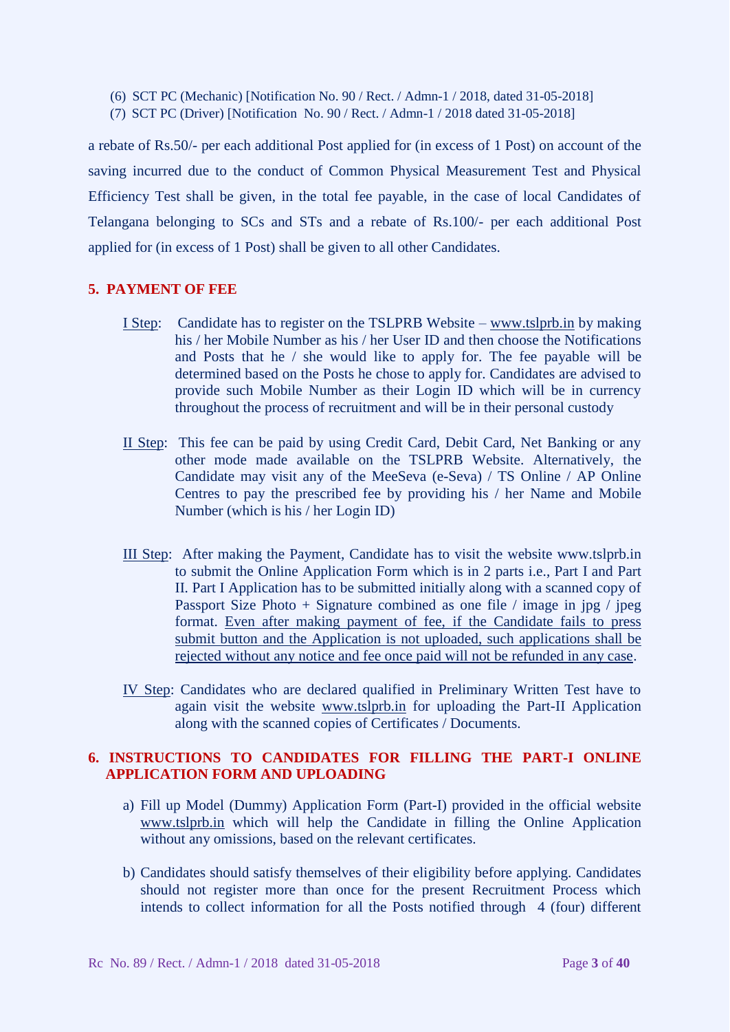(6) SCT PC (Mechanic) [Notification No. 90 / Rect. / Admn-1 / 2018, dated 31-05-2018]
(7) SCT PC (Driver) [Notification No. 90 / Rect. / Admn-1 / 2018 dated 31-05-2018]

a rebate of Rs.50/- per each additional Post applied for (in excess of 1 Post) on account of the saving incurred due to the conduct of Common Physical Measurement Test and Physical Efficiency Test shall be given, in the total fee payable, in the case of local Candidates of Telangana belonging to SCs and STs and a rebate of Rs.100/- per each additional Post applied for (in excess of 1 Post) shall be given to all other Candidates.

## 5. PAYMENT OF FEE

I Step: Candidate has to register on the TSLPRB Website – www.tslprb.in by making his / her Mobile Number as his / her User ID and then choose the Notifications and Posts that he / she would like to apply for. The fee payable will be determined based on the Posts he chose to apply for. Candidates are advised to provide such Mobile Number as their Login ID which will be in currency throughout the process of recruitment and will be in their personal custody

II Step: This fee can be paid by using Credit Card, Debit Card, Net Banking or any other mode made available on the TSLPRB Website. Alternatively, the Candidate may visit any of the MeeSeva (e-Seva) / TS Online / AP Online Centres to pay the prescribed fee by providing his / her Name and Mobile Number (which is his / her Login ID)

III Step: After making the Payment, Candidate has to visit the website www.tslprb.in to submit the Online Application Form which is in 2 parts i.e., Part I and Part II. Part I Application has to be submitted initially along with a scanned copy of Passport Size Photo + Signature combined as one file / image in jpg / jpeg format. Even after making payment of fee, if the Candidate fails to press submit button and the Application is not uploaded, such applications shall be rejected without any notice and fee once paid will not be refunded in any case.

IV Step: Candidates who are declared qualified in Preliminary Written Test have to again visit the website www.tslprb.in for uploading the Part-II Application along with the scanned copies of Certificates / Documents.

## 6. INSTRUCTIONS TO CANDIDATES FOR FILLING THE PART-I ONLINE APPLICATION FORM AND UPLOADING

a) Fill up Model (Dummy) Application Form (Part-I) provided in the official website www.tslprb.in which will help the Candidate in filling the Online Application without any omissions, based on the relevant certificates.

b) Candidates should satisfy themselves of their eligibility before applying. Candidates should not register more than once for the present Recruitment Process which intends to collect information for all the Posts notified through 4 (four) different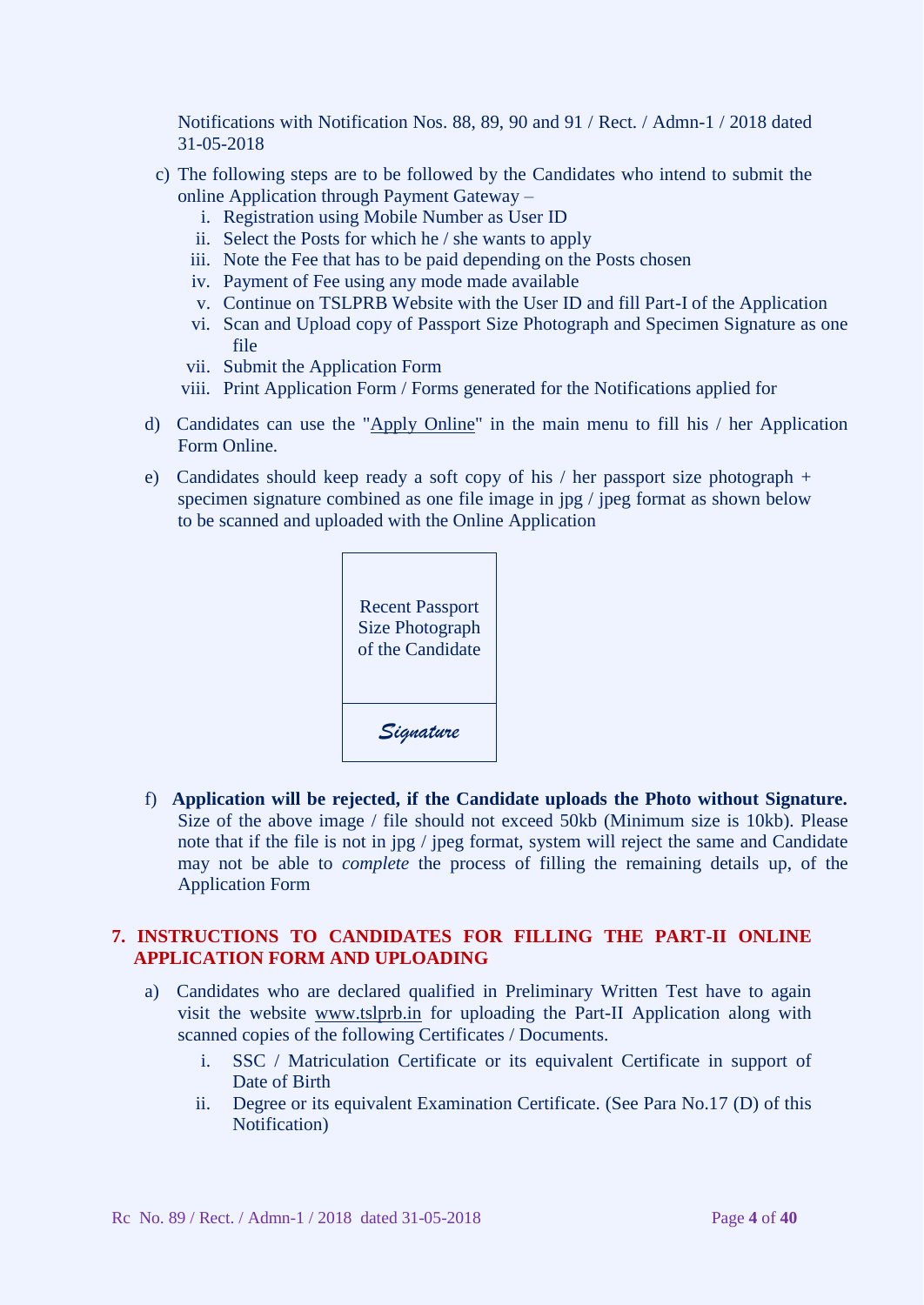Notifications with Notification Nos. 88, 89, 90 and 91 / Rect. / Admn-1 / 2018 dated 31-05-2018

c) The following steps are to be followed by the Candidates who intend to submit the online Application through Payment Gateway –
   i. Registration using Mobile Number as User ID
   ii. Select the Posts for which he / she wants to apply
   iii. Note the Fee that has to be paid depending on the Posts chosen
   iv. Payment of Fee using any mode made available
   v. Continue on TSLPRB Website with the User ID and fill Part-I of the Application
   vi. Scan and Upload copy of Passport Size Photograph and Specimen Signature as one file
   vii. Submit the Application Form
   viii. Print Application Form / Forms generated for the Notifications applied for

d) Candidates can use the "Apply Online" in the main menu to fill his / her Application Form Online.

e) Candidates should keep ready a soft copy of his / her passport size photograph + specimen signature combined as one file image in jpg / jpeg format as shown below to be scanned and uploaded with the Online Application

| Recent Passport Size Photograph of the Candidate |
|---|
| *Signature* |

f) **Application will be rejected, if the Candidate uploads the Photo without Signature.** Size of the above image / file should not exceed 50kb (Minimum size is 10kb). Please note that if the file is not in jpg / jpeg format, system will reject the same and Candidate may not be able to *complete* the process of filling the remaining details up, of the Application Form

## 7. INSTRUCTIONS TO CANDIDATES FOR FILLING THE PART-II ONLINE APPLICATION FORM AND UPLOADING

a) Candidates who are declared qualified in Preliminary Written Test have to again visit the website www.tslprb.in for uploading the Part-II Application along with scanned copies of the following Certificates / Documents.
   i. SSC / Matriculation Certificate or its equivalent Certificate in support of Date of Birth
   ii. Degree or its equivalent Examination Certificate. (See Para No.17 (D) of this Notification)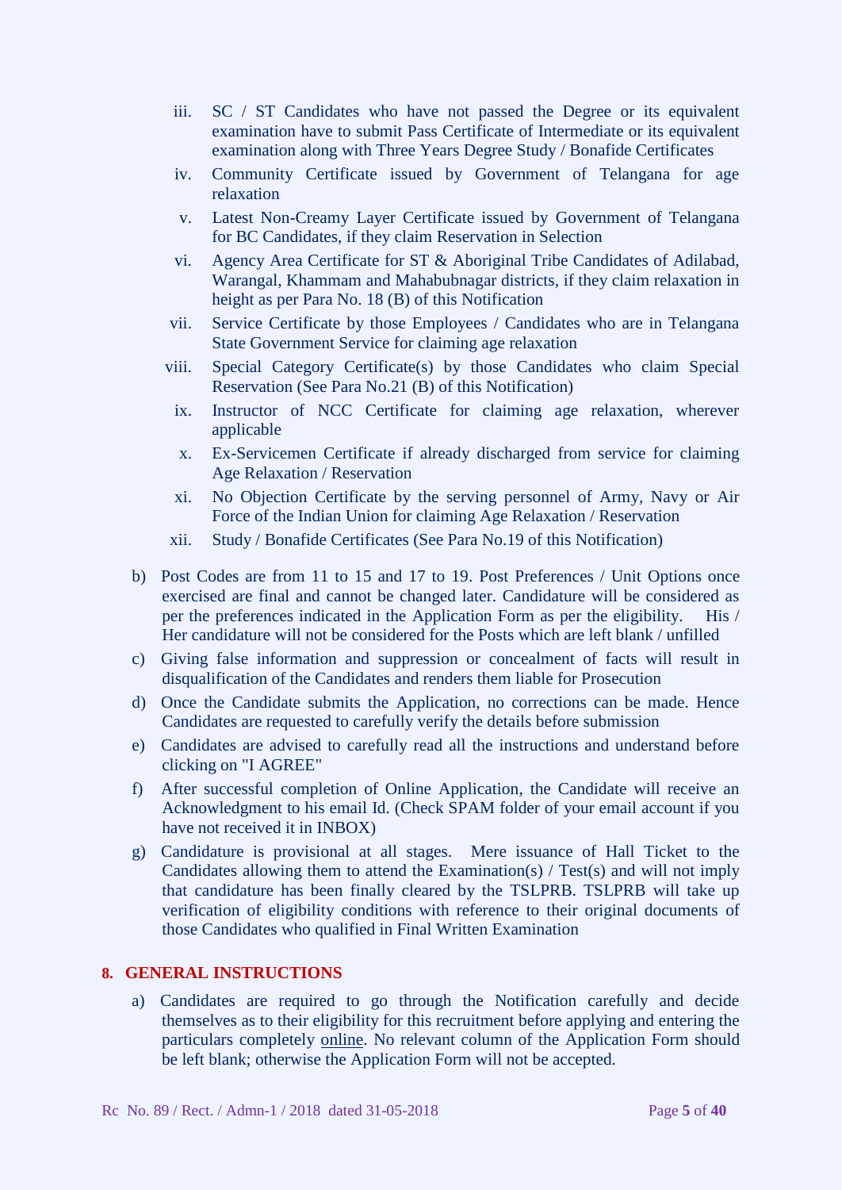iii. SC / ST Candidates who have not passed the Degree or its equivalent examination have to submit Pass Certificate of Intermediate or its equivalent examination along with Three Years Degree Study / Bonafide Certificates

iv. Community Certificate issued by Government of Telangana for age relaxation

v. Latest Non-Creamy Layer Certificate issued by Government of Telangana for BC Candidates, if they claim Reservation in Selection

vi. Agency Area Certificate for ST & Aboriginal Tribe Candidates of Adilabad, Warangal, Khammam and Mahabubnagar districts, if they claim relaxation in height as per Para No. 18 (B) of this Notification

vii. Service Certificate by those Employees / Candidates who are in Telangana State Government Service for claiming age relaxation

viii. Special Category Certificate(s) by those Candidates who claim Special Reservation (See Para No.21 (B) of this Notification)

ix. Instructor of NCC Certificate for claiming age relaxation, wherever applicable

x. Ex-Servicemen Certificate if already discharged from service for claiming Age Relaxation / Reservation

xi. No Objection Certificate by the serving personnel of Army, Navy or Air Force of the Indian Union for claiming Age Relaxation / Reservation

xii. Study / Bonafide Certificates (See Para No.19 of this Notification)

b) Post Codes are from 11 to 15 and 17 to 19. Post Preferences / Unit Options once exercised are final and cannot be changed later. Candidature will be considered as per the preferences indicated in the Application Form as per the eligibility. His / Her candidature will not be considered for the Posts which are left blank / unfilled

c) Giving false information and suppression or concealment of facts will result in disqualification of the Candidates and renders them liable for Prosecution

d) Once the Candidate submits the Application, no corrections can be made. Hence Candidates are requested to carefully verify the details before submission

e) Candidates are advised to carefully read all the instructions and understand before clicking on "I AGREE"

f) After successful completion of Online Application, the Candidate will receive an Acknowledgment to his email Id. (Check SPAM folder of your email account if you have not received it in INBOX)

g) Candidature is provisional at all stages. Mere issuance of Hall Ticket to the Candidates allowing them to attend the Examination(s) / Test(s) and will not imply that candidature has been finally cleared by the TSLPRB. TSLPRB will take up verification of eligibility conditions with reference to their original documents of those Candidates who qualified in Final Written Examination

## 8. GENERAL INSTRUCTIONS

a) Candidates are required to go through the Notification carefully and decide themselves as to their eligibility for this recruitment before applying and entering the particulars completely online. No relevant column of the Application Form should be left blank; otherwise the Application Form will not be accepted.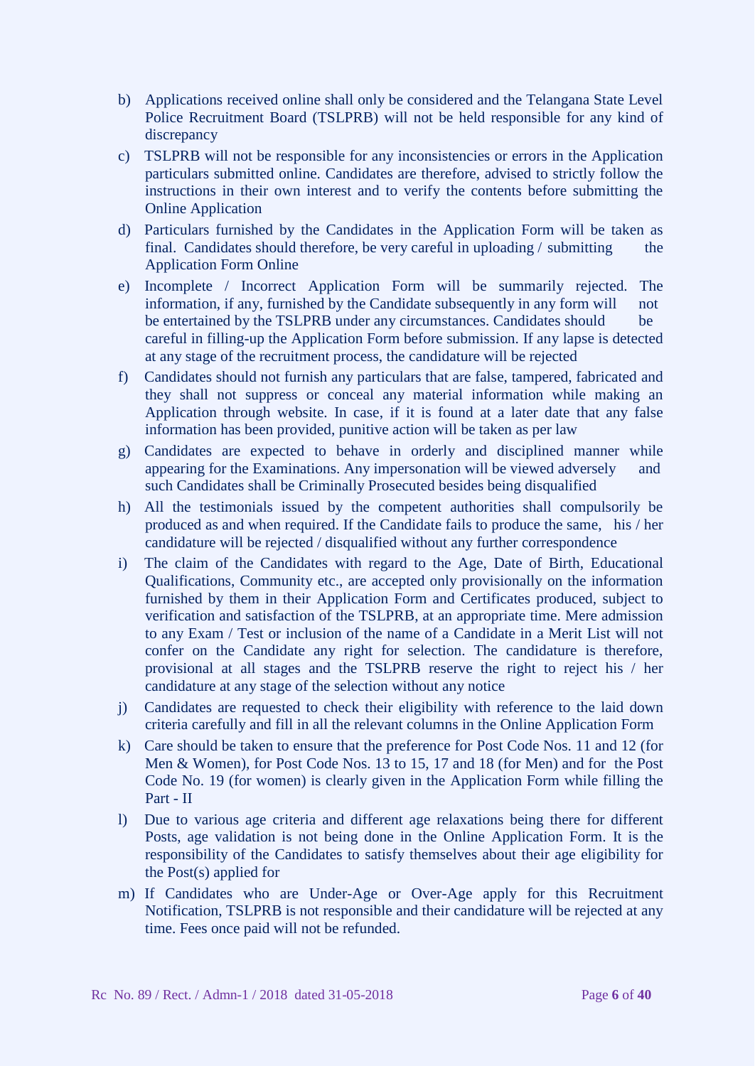b) Applications received online shall only be considered and the Telangana State Level Police Recruitment Board (TSLPRB) will not be held responsible for any kind of discrepancy

c) TSLPRB will not be responsible for any inconsistencies or errors in the Application particulars submitted online. Candidates are therefore, advised to strictly follow the instructions in their own interest and to verify the contents before submitting the Online Application

d) Particulars furnished by the Candidates in the Application Form will be taken as final. Candidates should therefore, be very careful in uploading / submitting the Application Form Online

e) Incomplete / Incorrect Application Form will be summarily rejected. The information, if any, furnished by the Candidate subsequently in any form will not be entertained by the TSLPRB under any circumstances. Candidates should be careful in filling-up the Application Form before submission. If any lapse is detected at any stage of the recruitment process, the candidature will be rejected

f) Candidates should not furnish any particulars that are false, tampered, fabricated and they shall not suppress or conceal any material information while making an Application through website. In case, if it is found at a later date that any false information has been provided, punitive action will be taken as per law

g) Candidates are expected to behave in orderly and disciplined manner while appearing for the Examinations. Any impersonation will be viewed adversely and such Candidates shall be Criminally Prosecuted besides being disqualified

h) All the testimonials issued by the competent authorities shall compulsorily be produced as and when required. If the Candidate fails to produce the same, his / her candidature will be rejected / disqualified without any further correspondence

i) The claim of the Candidates with regard to the Age, Date of Birth, Educational Qualifications, Community etc., are accepted only provisionally on the information furnished by them in their Application Form and Certificates produced, subject to verification and satisfaction of the TSLPRB, at an appropriate time. Mere admission to any Exam / Test or inclusion of the name of a Candidate in a Merit List will not confer on the Candidate any right for selection. The candidature is therefore, provisional at all stages and the TSLPRB reserve the right to reject his / her candidature at any stage of the selection without any notice

j) Candidates are requested to check their eligibility with reference to the laid down criteria carefully and fill in all the relevant columns in the Online Application Form

k) Care should be taken to ensure that the preference for Post Code Nos. 11 and 12 (for Men & Women), for Post Code Nos. 13 to 15, 17 and 18 (for Men) and for the Post Code No. 19 (for women) is clearly given in the Application Form while filling the Part - II

l) Due to various age criteria and different age relaxations being there for different Posts, age validation is not being done in the Online Application Form. It is the responsibility of the Candidates to satisfy themselves about their age eligibility for the Post(s) applied for

m) If Candidates who are Under-Age or Over-Age apply for this Recruitment Notification, TSLPRB is not responsible and their candidature will be rejected at any time. Fees once paid will not be refunded.

Rc No. 89 / Rect. / Admn-1 / 2018 dated 31-05-2018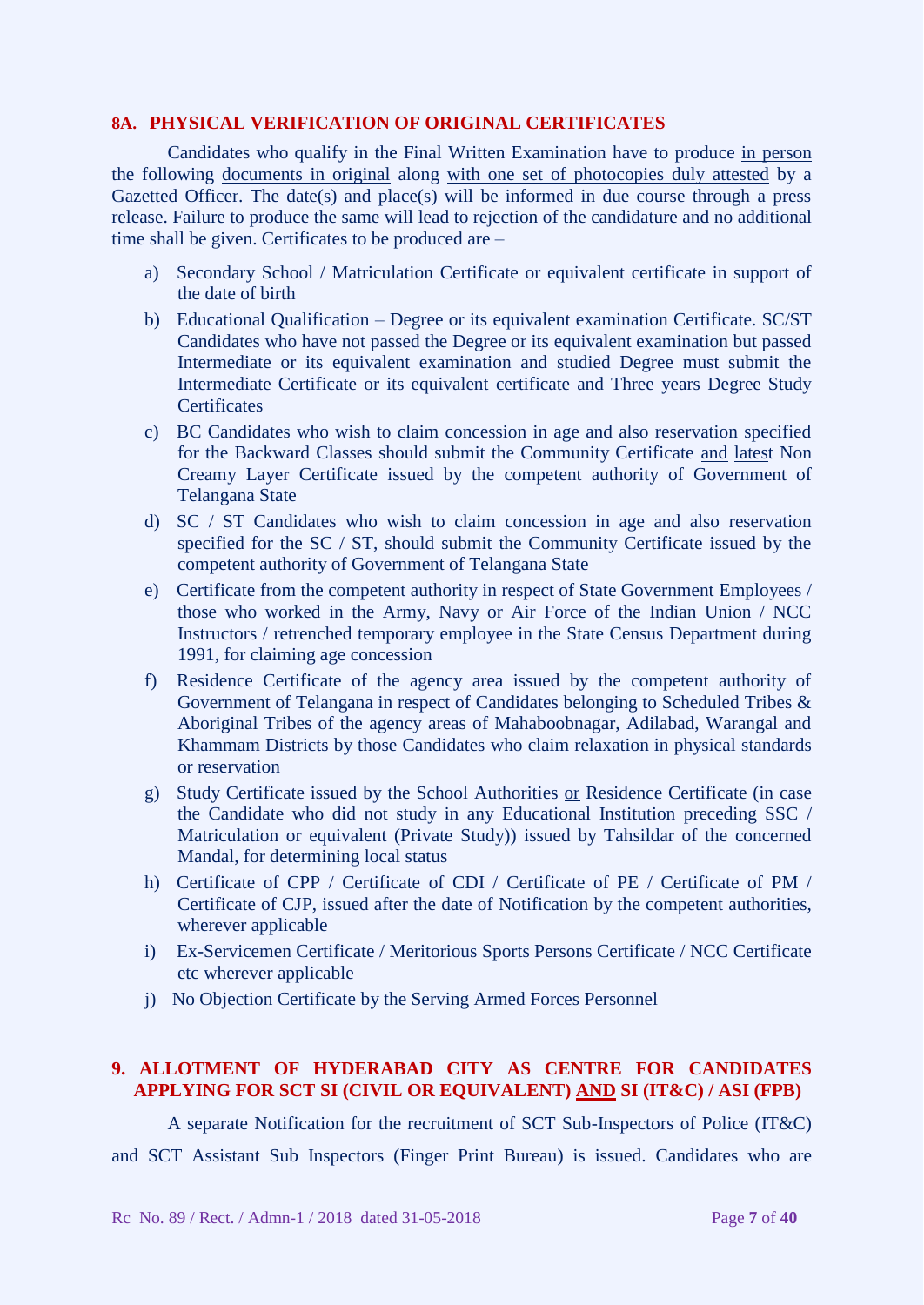## 8A. PHYSICAL VERIFICATION OF ORIGINAL CERTIFICATES

Candidates who qualify in the Final Written Examination have to produce in person the following documents in original along with one set of photocopies duly attested by a Gazetted Officer. The date(s) and place(s) will be informed in due course through a press release. Failure to produce the same will lead to rejection of the candidature and no additional time shall be given. Certificates to be produced are –

a) Secondary School / Matriculation Certificate or equivalent certificate in support of the date of birth

b) Educational Qualification – Degree or its equivalent examination Certificate. SC/ST Candidates who have not passed the Degree or its equivalent examination but passed Intermediate or its equivalent examination and studied Degree must submit the Intermediate Certificate or its equivalent certificate and Three years Degree Study Certificates

c) BC Candidates who wish to claim concession in age and also reservation specified for the Backward Classes should submit the Community Certificate and latest Non Creamy Layer Certificate issued by the competent authority of Government of Telangana State

d) SC / ST Candidates who wish to claim concession in age and also reservation specified for the SC / ST, should submit the Community Certificate issued by the competent authority of Government of Telangana State

e) Certificate from the competent authority in respect of State Government Employees / those who worked in the Army, Navy or Air Force of the Indian Union / NCC Instructors / retrenched temporary employee in the State Census Department during 1991, for claiming age concession

f) Residence Certificate of the agency area issued by the competent authority of Government of Telangana in respect of Candidates belonging to Scheduled Tribes & Aboriginal Tribes of the agency areas of Mahaboobnagar, Adilabad, Warangal and Khammam Districts by those Candidates who claim relaxation in physical standards or reservation

g) Study Certificate issued by the School Authorities or Residence Certificate (in case the Candidate who did not study in any Educational Institution preceding SSC / Matriculation or equivalent (Private Study)) issued by Tahsildar of the concerned Mandal, for determining local status

h) Certificate of CPP / Certificate of CDI / Certificate of PE / Certificate of PM / Certificate of CJP, issued after the date of Notification by the competent authorities, wherever applicable

i) Ex-Servicemen Certificate / Meritorious Sports Persons Certificate / NCC Certificate etc wherever applicable

j) No Objection Certificate by the Serving Armed Forces Personnel

## 9. ALLOTMENT OF HYDERABAD CITY AS CENTRE FOR CANDIDATES APPLYING FOR SCT SI (CIVIL OR EQUIVALENT) AND SI (IT&C) / ASI (FPB)

A separate Notification for the recruitment of SCT Sub-Inspectors of Police (IT&C) and SCT Assistant Sub Inspectors (Finger Print Bureau) is issued. Candidates who are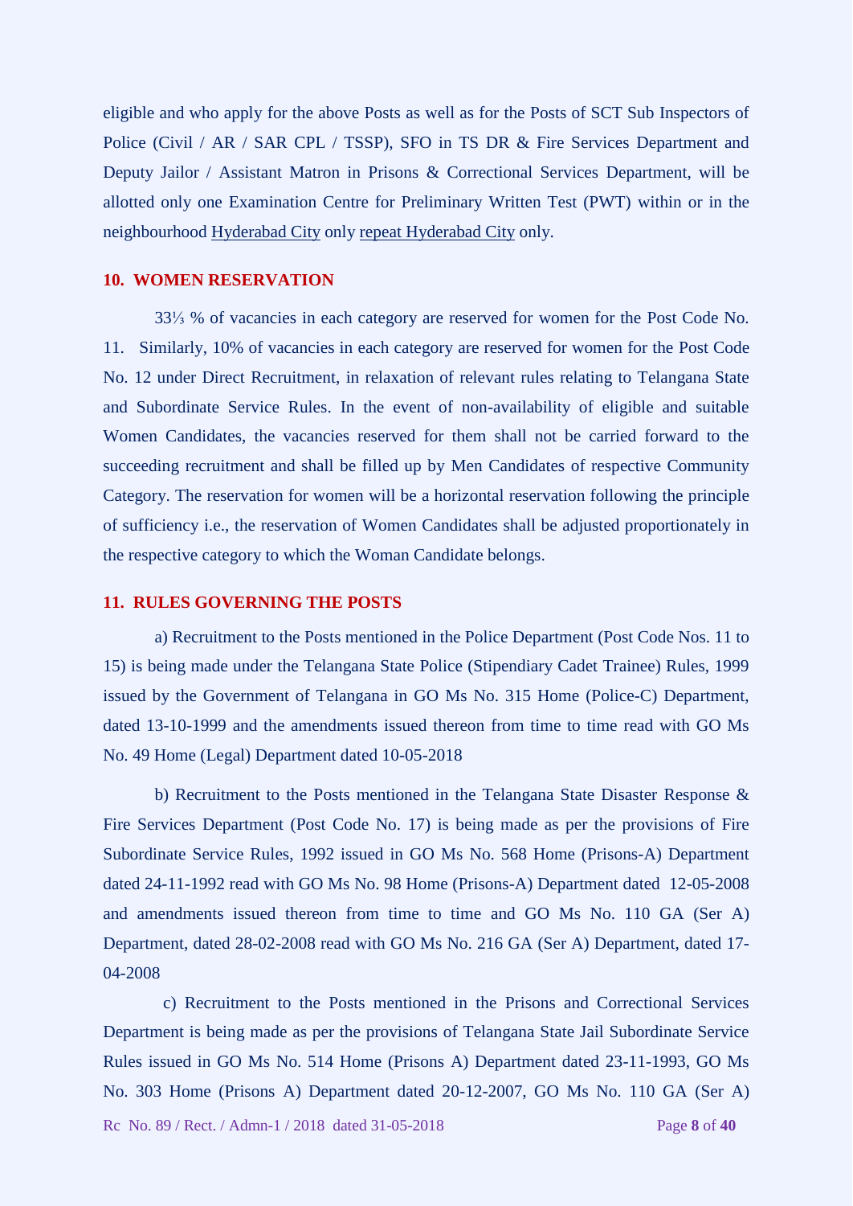eligible and who apply for the above Posts as well as for the Posts of SCT Sub Inspectors of Police (Civil / AR / SAR CPL / TSSP), SFO in TS DR & Fire Services Department and Deputy Jailor / Assistant Matron in Prisons & Correctional Services Department, will be allotted only one Examination Centre for Preliminary Written Test (PWT) within or in the neighbourhood Hyderabad City only repeat Hyderabad City only.

## 10. WOMEN RESERVATION

33⅓ % of vacancies in each category are reserved for women for the Post Code No. 11. Similarly, 10% of vacancies in each category are reserved for women for the Post Code No. 12 under Direct Recruitment, in relaxation of relevant rules relating to Telangana State and Subordinate Service Rules. In the event of non-availability of eligible and suitable Women Candidates, the vacancies reserved for them shall not be carried forward to the succeeding recruitment and shall be filled up by Men Candidates of respective Community Category. The reservation for women will be a horizontal reservation following the principle of sufficiency i.e., the reservation of Women Candidates shall be adjusted proportionately in the respective category to which the Woman Candidate belongs.

## 11. RULES GOVERNING THE POSTS

a) Recruitment to the Posts mentioned in the Police Department (Post Code Nos. 11 to 15) is being made under the Telangana State Police (Stipendiary Cadet Trainee) Rules, 1999 issued by the Government of Telangana in GO Ms No. 315 Home (Police-C) Department, dated 13-10-1999 and the amendments issued thereon from time to time read with GO Ms No. 49 Home (Legal) Department dated 10-05-2018

b) Recruitment to the Posts mentioned in the Telangana State Disaster Response & Fire Services Department (Post Code No. 17) is being made as per the provisions of Fire Subordinate Service Rules, 1992 issued in GO Ms No. 568 Home (Prisons-A) Department dated 24-11-1992 read with GO Ms No. 98 Home (Prisons-A) Department dated 12-05-2008 and amendments issued thereon from time to time and GO Ms No. 110 GA (Ser A) Department, dated 28-02-2008 read with GO Ms No. 216 GA (Ser A) Department, dated 17-04-2008

c) Recruitment to the Posts mentioned in the Prisons and Correctional Services Department is being made as per the provisions of Telangana State Jail Subordinate Service Rules issued in GO Ms No. 514 Home (Prisons A) Department dated 23-11-1993, GO Ms No. 303 Home (Prisons A) Department dated 20-12-2007, GO Ms No. 110 GA (Ser A)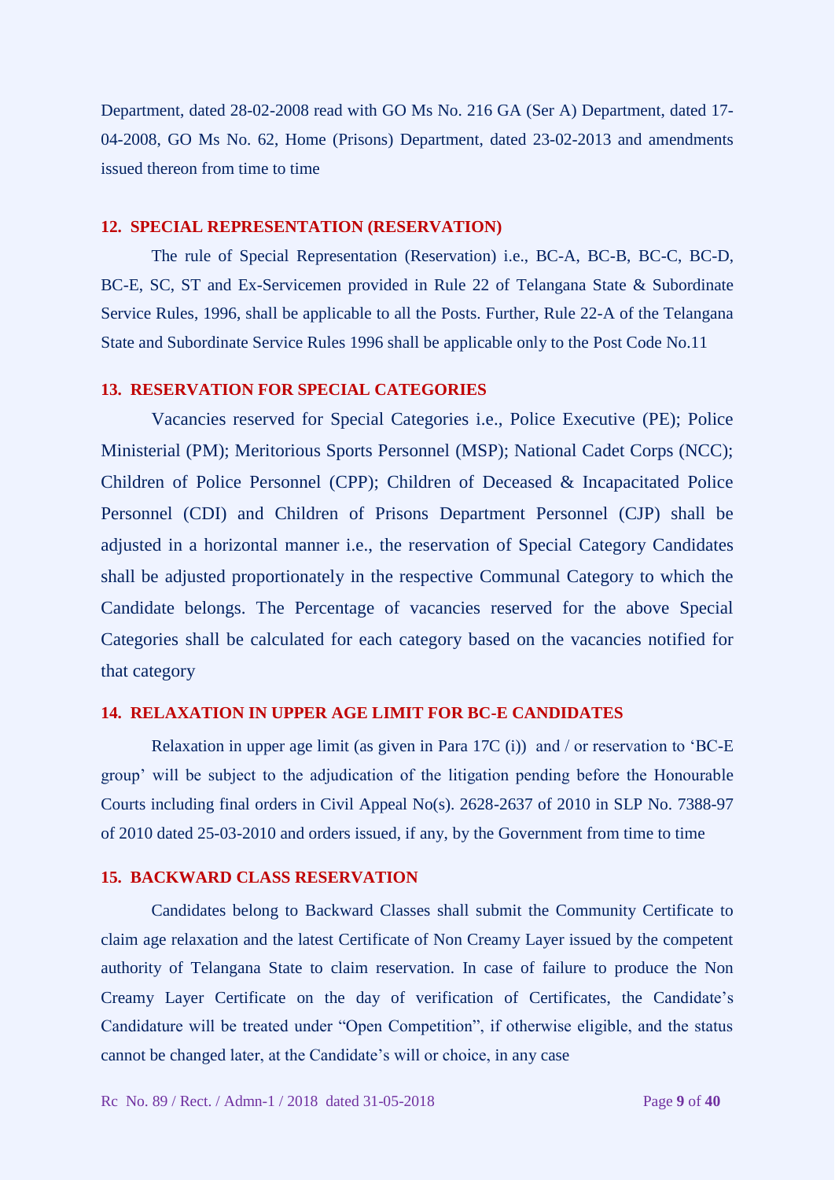Department, dated 28-02-2008 read with GO Ms No. 216 GA (Ser A) Department, dated 17-04-2008, GO Ms No. 62, Home (Prisons) Department, dated 23-02-2013 and amendments issued thereon from time to time

## 12. SPECIAL REPRESENTATION (RESERVATION)

The rule of Special Representation (Reservation) i.e., BC-A, BC-B, BC-C, BC-D, BC-E, SC, ST and Ex-Servicemen provided in Rule 22 of Telangana State & Subordinate Service Rules, 1996, shall be applicable to all the Posts. Further, Rule 22-A of the Telangana State and Subordinate Service Rules 1996 shall be applicable only to the Post Code No.11

## 13. RESERVATION FOR SPECIAL CATEGORIES

Vacancies reserved for Special Categories i.e., Police Executive (PE); Police Ministerial (PM); Meritorious Sports Personnel (MSP); National Cadet Corps (NCC); Children of Police Personnel (CPP); Children of Deceased & Incapacitated Police Personnel (CDI) and Children of Prisons Department Personnel (CJP) shall be adjusted in a horizontal manner i.e., the reservation of Special Category Candidates shall be adjusted proportionately in the respective Communal Category to which the Candidate belongs. The Percentage of vacancies reserved for the above Special Categories shall be calculated for each category based on the vacancies notified for that category

## 14. RELAXATION IN UPPER AGE LIMIT FOR BC-E CANDIDATES

Relaxation in upper age limit (as given in Para 17C (i)) and / or reservation to 'BC-E group' will be subject to the adjudication of the litigation pending before the Honourable Courts including final orders in Civil Appeal No(s). 2628-2637 of 2010 in SLP No. 7388-97 of 2010 dated 25-03-2010 and orders issued, if any, by the Government from time to time

## 15. BACKWARD CLASS RESERVATION

Candidates belong to Backward Classes shall submit the Community Certificate to claim age relaxation and the latest Certificate of Non Creamy Layer issued by the competent authority of Telangana State to claim reservation. In case of failure to produce the Non Creamy Layer Certificate on the day of verification of Certificates, the Candidate's Candidature will be treated under "Open Competition", if otherwise eligible, and the status cannot be changed later, at the Candidate's will or choice, in any case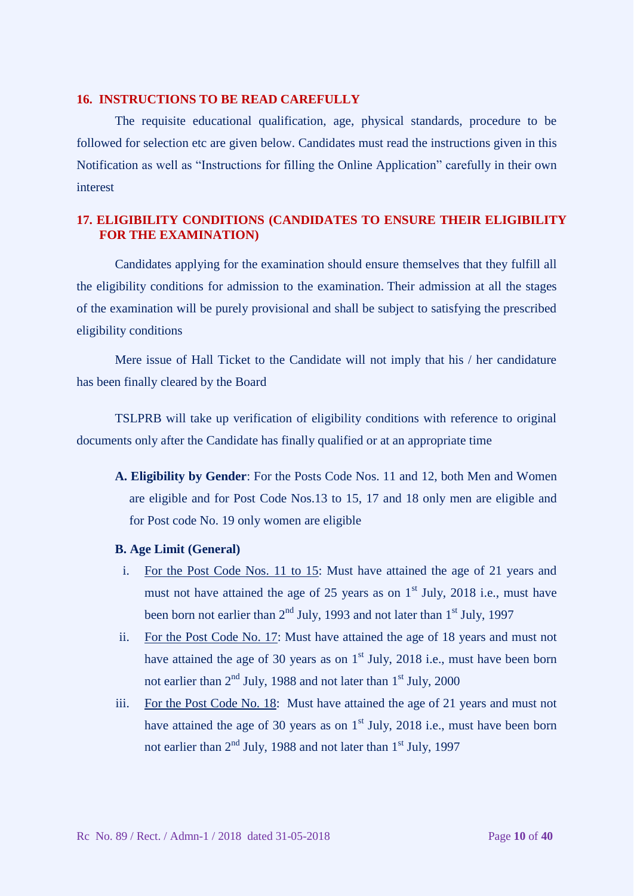## 16. INSTRUCTIONS TO BE READ CAREFULLY

The requisite educational qualification, age, physical standards, procedure to be followed for selection etc are given below. Candidates must read the instructions given in this Notification as well as “Instructions for filling the Online Application” carefully in their own interest

## 17. ELIGIBILITY CONDITIONS (CANDIDATES TO ENSURE THEIR ELIGIBILITY FOR THE EXAMINATION)

Candidates applying for the examination should ensure themselves that they fulfill all the eligibility conditions for admission to the examination. Their admission at all the stages of the examination will be purely provisional and shall be subject to satisfying the prescribed eligibility conditions

Mere issue of Hall Ticket to the Candidate will not imply that his / her candidature has been finally cleared by the Board

TSLPRB will take up verification of eligibility conditions with reference to original documents only after the Candidate has finally qualified or at an appropriate time

**A. Eligibility by Gender**: For the Posts Code Nos. 11 and 12, both Men and Women are eligible and for Post Code Nos.13 to 15, 17 and 18 only men are eligible and for Post code No. 19 only women are eligible

**B. Age Limit (General)**

i. For the Post Code Nos. 11 to 15: Must have attained the age of 21 years and must not have attained the age of 25 years as on 1st July, 2018 i.e., must have been born not earlier than 2nd July, 1993 and not later than 1st July, 1997

ii. For the Post Code No. 17: Must have attained the age of 18 years and must not have attained the age of 30 years as on 1st July, 2018 i.e., must have been born not earlier than 2nd July, 1988 and not later than 1st July, 2000

iii. For the Post Code No. 18: Must have attained the age of 21 years and must not have attained the age of 30 years as on 1st July, 2018 i.e., must have been born not earlier than 2nd July, 1988 and not later than 1st July, 1997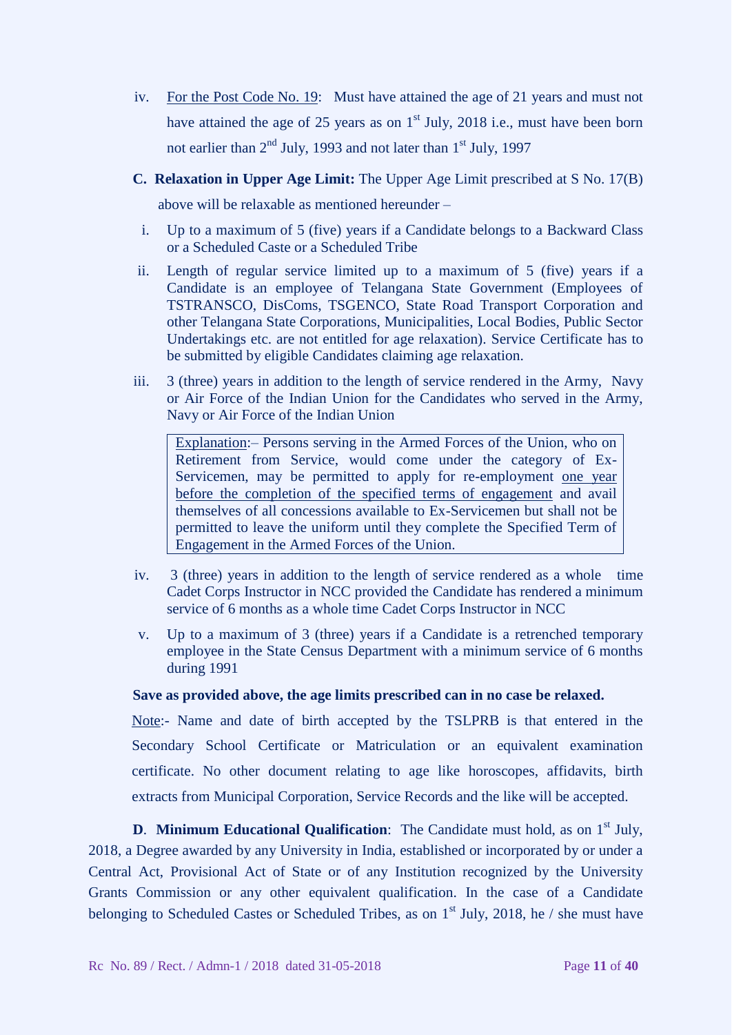iv. <u>For the Post Code No. 19</u>: Must have attained the age of 21 years and must not have attained the age of 25 years as on 1st July, 2018 i.e., must have been born not earlier than 2nd July, 1993 and not later than 1st July, 1997

**C. Relaxation in Upper Age Limit:** The Upper Age Limit prescribed at S No. 17(B) above will be relaxable as mentioned hereunder –

i. Up to a maximum of 5 (five) years if a Candidate belongs to a Backward Class or a Scheduled Caste or a Scheduled Tribe

ii. Length of regular service limited up to a maximum of 5 (five) years if a Candidate is an employee of Telangana State Government (Employees of TSTRANSCO, DisComs, TSGENCO, State Road Transport Corporation and other Telangana State Corporations, Municipalities, Local Bodies, Public Sector Undertakings etc. are not entitled for age relaxation). Service Certificate has to be submitted by eligible Candidates claiming age relaxation.

iii. 3 (three) years in addition to the length of service rendered in the Army, Navy or Air Force of the Indian Union for the Candidates who served in the Army, Navy or Air Force of the Indian Union

> <u>Explanation</u>:– Persons serving in the Armed Forces of the Union, who on Retirement from Service, would come under the category of Ex-Servicemen, may be permitted to apply for re-employment <u>one year before the completion of the specified terms of engagement</u> and avail themselves of all concessions available to Ex-Servicemen but shall not be permitted to leave the uniform until they complete the Specified Term of Engagement in the Armed Forces of the Union.

iv. 3 (three) years in addition to the length of service rendered as a whole time Cadet Corps Instructor in NCC provided the Candidate has rendered a minimum service of 6 months as a whole time Cadet Corps Instructor in NCC

v. Up to a maximum of 3 (three) years if a Candidate is a retrenched temporary employee in the State Census Department with a minimum service of 6 months during 1991

**Save as provided above, the age limits prescribed can in no case be relaxed.**

<u>Note</u>:- Name and date of birth accepted by the TSLPRB is that entered in the Secondary School Certificate or Matriculation or an equivalent examination certificate. No other document relating to age like horoscopes, affidavits, birth extracts from Municipal Corporation, Service Records and the like will be accepted.

**D. Minimum Educational Qualification**: The Candidate must hold, as on 1st July, 2018, a Degree awarded by any University in India, established or incorporated by or under a Central Act, Provisional Act of State or of any Institution recognized by the University Grants Commission or any other equivalent qualification. In the case of a Candidate belonging to Scheduled Castes or Scheduled Tribes, as on 1st July, 2018, he / she must have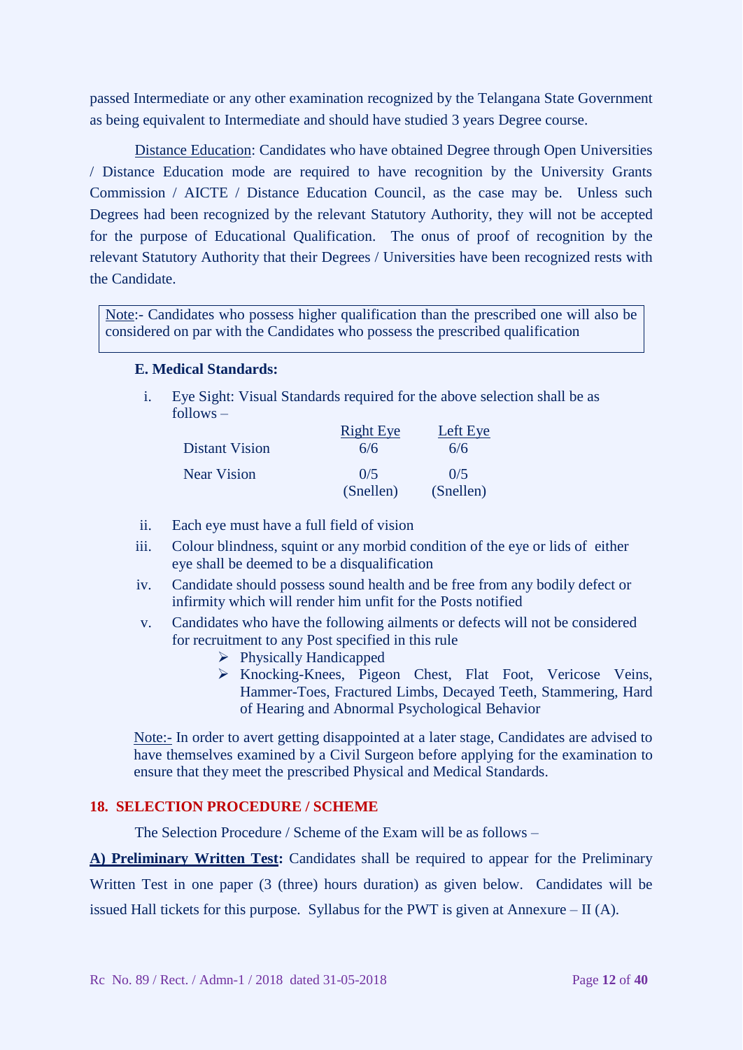passed Intermediate or any other examination recognized by the Telangana State Government as being equivalent to Intermediate and should have studied 3 years Degree course.

Distance Education: Candidates who have obtained Degree through Open Universities / Distance Education mode are required to have recognition by the University Grants Commission / AICTE / Distance Education Council, as the case may be. Unless such Degrees had been recognized by the relevant Statutory Authority, they will not be accepted for the purpose of Educational Qualification. The onus of proof of recognition by the relevant Statutory Authority that their Degrees / Universities have been recognized rests with the Candidate.

> Note:- Candidates who possess higher qualification than the prescribed one will also be considered on par with the Candidates who possess the prescribed qualification

**E. Medical Standards:**

i. Eye Sight: Visual Standards required for the above selection shall be as follows –

| | Right Eye | Left Eye |
|---|---|---|
| Distant Vision | 6/6 | 6/6 |
| Near Vision | 0/5 (Snellen) | 0/5 (Snellen) |

ii. Each eye must have a full field of vision

iii. Colour blindness, squint or any morbid condition of the eye or lids of either eye shall be deemed to be a disqualification

iv. Candidate should possess sound health and be free from any bodily defect or infirmity which will render him unfit for the Posts notified

v. Candidates who have the following ailments or defects will not be considered for recruitment to any Post specified in this rule
   - Physically Handicapped
   - Knocking-Knees, Pigeon Chest, Flat Foot, Vericose Veins, Hammer-Toes, Fractured Limbs, Decayed Teeth, Stammering, Hard of Hearing and Abnormal Psychological Behavior

Note:- In order to avert getting disappointed at a later stage, Candidates are advised to have themselves examined by a Civil Surgeon before applying for the examination to ensure that they meet the prescribed Physical and Medical Standards.

## 18. SELECTION PROCEDURE / SCHEME

The Selection Procedure / Scheme of the Exam will be as follows –

**A) Preliminary Written Test:** Candidates shall be required to appear for the Preliminary Written Test in one paper (3 (three) hours duration) as given below. Candidates will be issued Hall tickets for this purpose. Syllabus for the PWT is given at Annexure – II (A).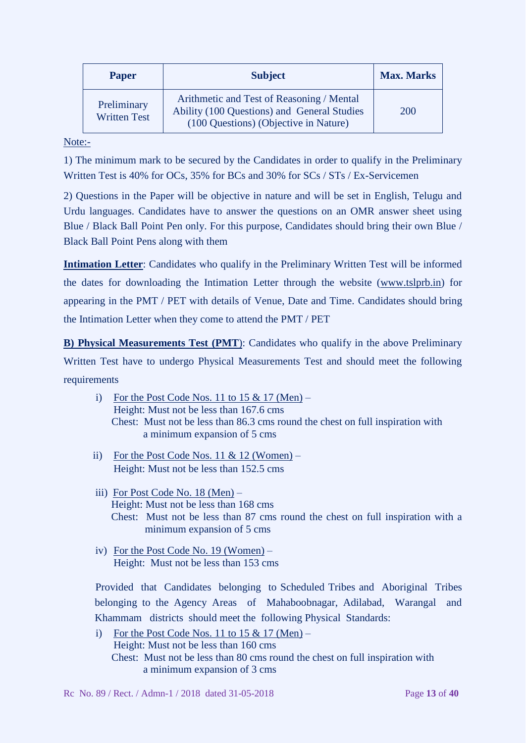| Paper | Subject | Max. Marks |
|---|---|---|
| Preliminary Written Test | Arithmetic and Test of Reasoning / Mental Ability (100 Questions) and General Studies (100 Questions) (Objective in Nature) | 200 |

Note:-

1) The minimum mark to be secured by the Candidates in order to qualify in the Preliminary Written Test is 40% for OCs, 35% for BCs and 30% for SCs / STs / Ex-Servicemen

2) Questions in the Paper will be objective in nature and will be set in English, Telugu and Urdu languages. Candidates have to answer the questions on an OMR answer sheet using Blue / Black Ball Point Pen only. For this purpose, Candidates should bring their own Blue / Black Ball Point Pens along with them

**Intimation Letter**: Candidates who qualify in the Preliminary Written Test will be informed the dates for downloading the Intimation Letter through the website (www.tslprb.in) for appearing in the PMT / PET with details of Venue, Date and Time. Candidates should bring the Intimation Letter when they come to attend the PMT / PET

**B) Physical Measurements Test (PMT)**: Candidates who qualify in the above Preliminary Written Test have to undergo Physical Measurements Test and should meet the following requirements

i) For the Post Code Nos. 11 to 15 & 17 (Men) –
Height: Must not be less than 167.6 cms
Chest: Must not be less than 86.3 cms round the chest on full inspiration with a minimum expansion of 5 cms

ii) For the Post Code Nos. 11 & 12 (Women) –
Height: Must not be less than 152.5 cms

iii) For Post Code No. 18 (Men) –
Height: Must not be less than 168 cms
Chest: Must not be less than 87 cms round the chest on full inspiration with a minimum expansion of 5 cms

iv) For the Post Code No. 19 (Women) –
Height: Must not be less than 153 cms

Provided that Candidates belonging to Scheduled Tribes and Aboriginal Tribes belonging to the Agency Areas of Mahaboobnagar, Adilabad, Warangal and Khammam districts should meet the following Physical Standards:

i) For the Post Code Nos. 11 to 15 & 17 (Men) –
Height: Must not be less than 160 cms
Chest: Must not be less than 80 cms round the chest on full inspiration with a minimum expansion of 3 cms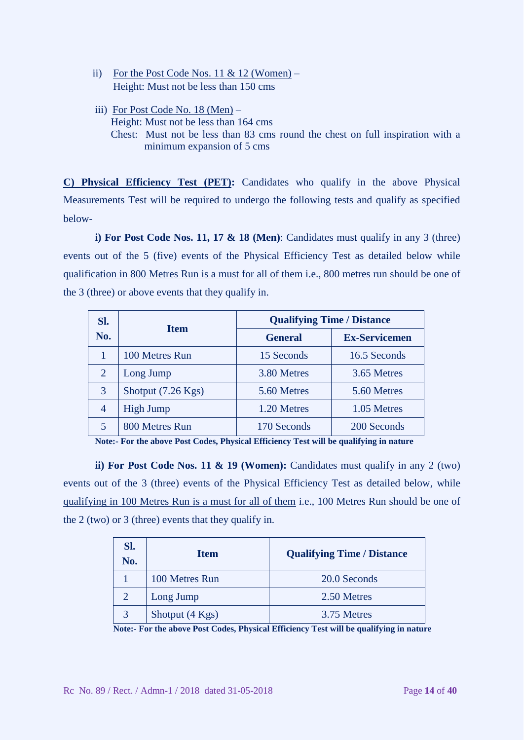ii) For the Post Code Nos. 11 & 12 (Women) –
Height: Must not be less than 150 cms

iii) For Post Code No. 18 (Men) –
Height: Must not be less than 164 cms
Chest: Must not be less than 83 cms round the chest on full inspiration with a minimum expansion of 5 cms

**C) Physical Efficiency Test (PET):** Candidates who qualify in the above Physical Measurements Test will be required to undergo the following tests and qualify as specified below-

**i) For Post Code Nos. 11, 17 & 18 (Men)**: Candidates must qualify in any 3 (three) events out of the 5 (five) events of the Physical Efficiency Test as detailed below while qualification in 800 Metres Run is a must for all of them i.e., 800 metres run should be one of the 3 (three) or above events that they qualify in.

| Sl. No. | Item | Qualifying Time / Distance | |
|---|---|---|---|
| | | General | Ex-Servicemen |
| 1 | 100 Metres Run | 15 Seconds | 16.5 Seconds |
| 2 | Long Jump | 3.80 Metres | 3.65 Metres |
| 3 | Shotput (7.26 Kgs) | 5.60 Metres | 5.60 Metres |
| 4 | High Jump | 1.20 Metres | 1.05 Metres |
| 5 | 800 Metres Run | 170 Seconds | 200 Seconds |

**Note:- For the above Post Codes, Physical Efficiency Test will be qualifying in nature**

**ii) For Post Code Nos. 11 & 19 (Women):** Candidates must qualify in any 2 (two) events out of the 3 (three) events of the Physical Efficiency Test as detailed below, while qualifying in 100 Metres Run is a must for all of them i.e., 100 Metres Run should be one of the 2 (two) or 3 (three) events that they qualify in.

| Sl. No. | Item | Qualifying Time / Distance |
|---|---|---|
| 1 | 100 Metres Run | 20.0 Seconds |
| 2 | Long Jump | 2.50 Metres |
| 3 | Shotput (4 Kgs) | 3.75 Metres |

**Note:- For the above Post Codes, Physical Efficiency Test will be qualifying in nature**

Rc No. 89 / Rect. / Admn-1 / 2018 dated 31-05-2018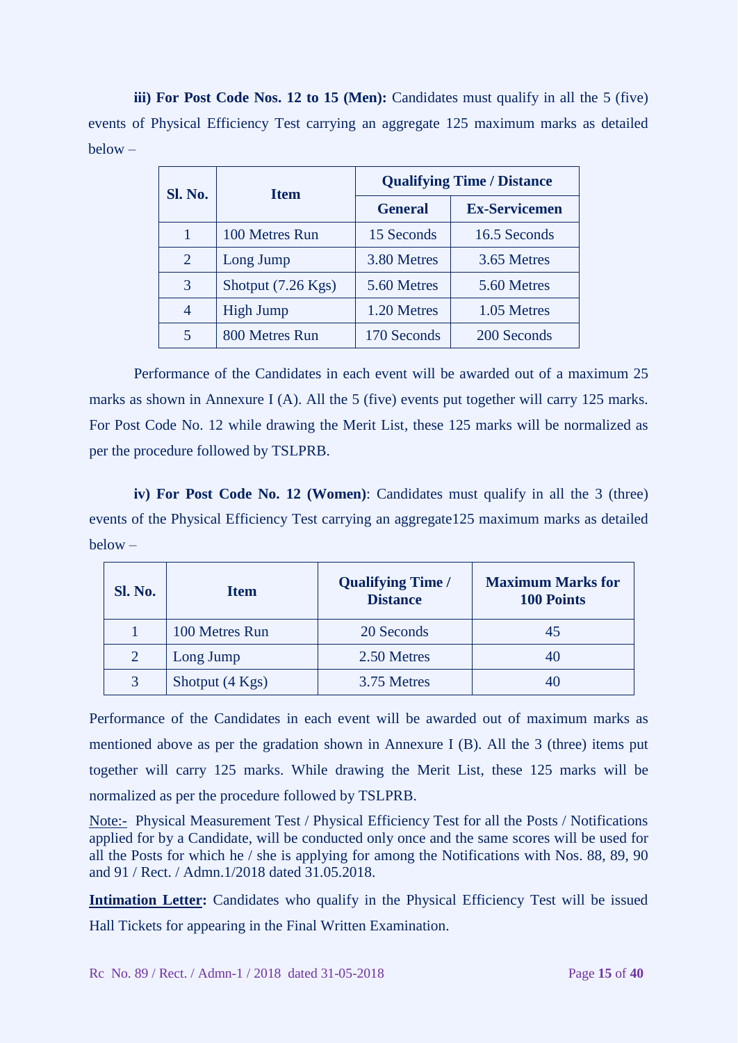**iii) For Post Code Nos. 12 to 15 (Men):** Candidates must qualify in all the 5 (five) events of Physical Efficiency Test carrying an aggregate 125 maximum marks as detailed below –

| Sl. No. | Item | Qualifying Time / Distance | |
|---|---|---|---|
| | | **General** | **Ex-Servicemen** |
| 1 | 100 Metres Run | 15 Seconds | 16.5 Seconds |
| 2 | Long Jump | 3.80 Metres | 3.65 Metres |
| 3 | Shotput (7.26 Kgs) | 5.60 Metres | 5.60 Metres |
| 4 | High Jump | 1.20 Metres | 1.05 Metres |
| 5 | 800 Metres Run | 170 Seconds | 200 Seconds |

Performance of the Candidates in each event will be awarded out of a maximum 25 marks as shown in Annexure I (A). All the 5 (five) events put together will carry 125 marks. For Post Code No. 12 while drawing the Merit List, these 125 marks will be normalized as per the procedure followed by TSLPRB.

**iv) For Post Code No. 12 (Women)**: Candidates must qualify in all the 3 (three) events of the Physical Efficiency Test carrying an aggregate125 maximum marks as detailed below –

| Sl. No. | Item | Qualifying Time / Distance | Maximum Marks for 100 Points |
|---|---|---|---|
| 1 | 100 Metres Run | 20 Seconds | 45 |
| 2 | Long Jump | 2.50 Metres | 40 |
| 3 | Shotput (4 Kgs) | 3.75 Metres | 40 |

Performance of the Candidates in each event will be awarded out of maximum marks as mentioned above as per the gradation shown in Annexure I (B). All the 3 (three) items put together will carry 125 marks. While drawing the Merit List, these 125 marks will be normalized as per the procedure followed by TSLPRB.

Note:- Physical Measurement Test / Physical Efficiency Test for all the Posts / Notifications applied for by a Candidate, will be conducted only once and the same scores will be used for all the Posts for which he / she is applying for among the Notifications with Nos. 88, 89, 90 and 91 / Rect. / Admn.1/2018 dated 31.05.2018.

**Intimation Letter:** Candidates who qualify in the Physical Efficiency Test will be issued Hall Tickets for appearing in the Final Written Examination.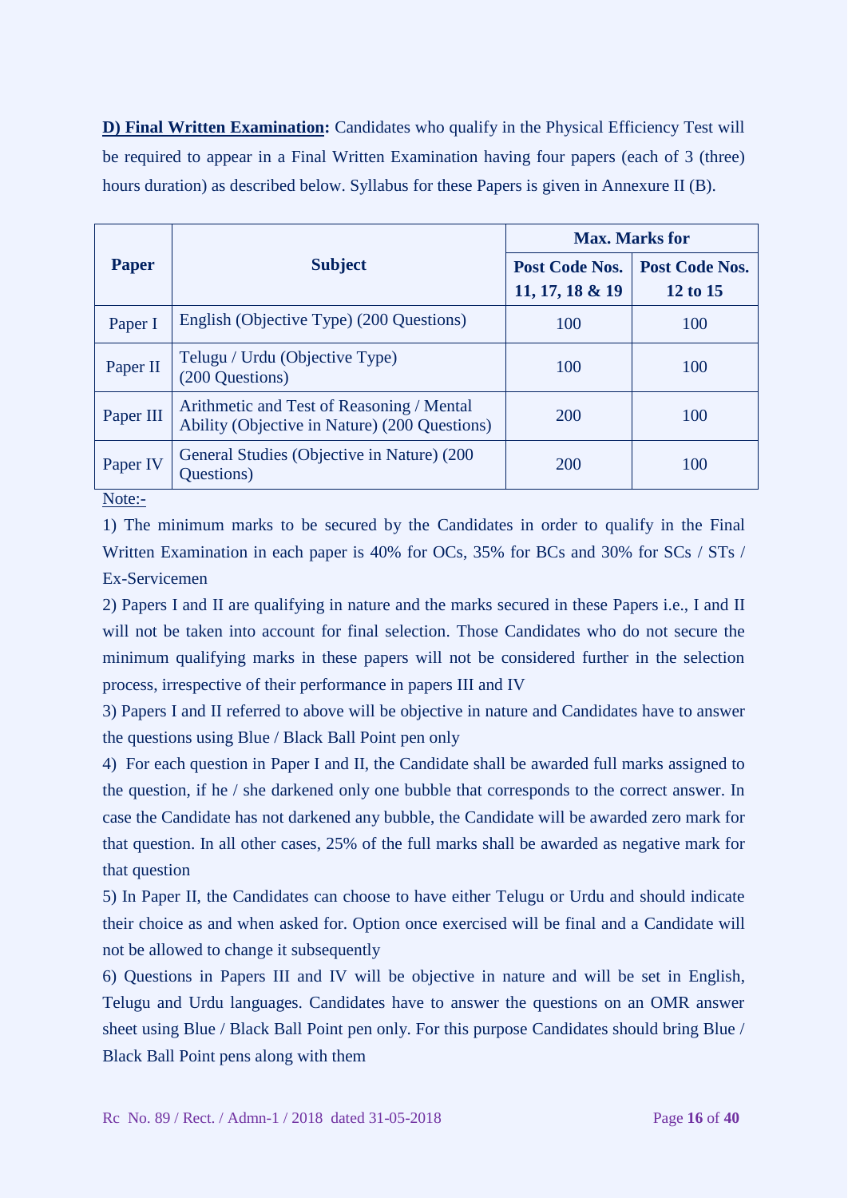**D) Final Written Examination:** Candidates who qualify in the Physical Efficiency Test will be required to appear in a Final Written Examination having four papers (each of 3 (three) hours duration) as described below. Syllabus for these Papers is given in Annexure II (B).

| Paper | Subject | Max. Marks for | |
|---|---|---|---|
| | | Post Code Nos. 11, 17, 18 & 19 | Post Code Nos. 12 to 15 |
| Paper I | English (Objective Type) (200 Questions) | 100 | 100 |
| Paper II | Telugu / Urdu (Objective Type) (200 Questions) | 100 | 100 |
| Paper III | Arithmetic and Test of Reasoning / Mental Ability (Objective in Nature) (200 Questions) | 200 | 100 |
| Paper IV | General Studies (Objective in Nature) (200 Questions) | 200 | 100 |

Note:-

1) The minimum marks to be secured by the Candidates in order to qualify in the Final Written Examination in each paper is 40% for OCs, 35% for BCs and 30% for SCs / STs / Ex-Servicemen

2) Papers I and II are qualifying in nature and the marks secured in these Papers i.e., I and II will not be taken into account for final selection. Those Candidates who do not secure the minimum qualifying marks in these papers will not be considered further in the selection process, irrespective of their performance in papers III and IV

3) Papers I and II referred to above will be objective in nature and Candidates have to answer the questions using Blue / Black Ball Point pen only

4) For each question in Paper I and II, the Candidate shall be awarded full marks assigned to the question, if he / she darkened only one bubble that corresponds to the correct answer. In case the Candidate has not darkened any bubble, the Candidate will be awarded zero mark for that question. In all other cases, 25% of the full marks shall be awarded as negative mark for that question

5) In Paper II, the Candidates can choose to have either Telugu or Urdu and should indicate their choice as and when asked for. Option once exercised will be final and a Candidate will not be allowed to change it subsequently

6) Questions in Papers III and IV will be objective in nature and will be set in English, Telugu and Urdu languages. Candidates have to answer the questions on an OMR answer sheet using Blue / Black Ball Point pen only. For this purpose Candidates should bring Blue / Black Ball Point pens along with them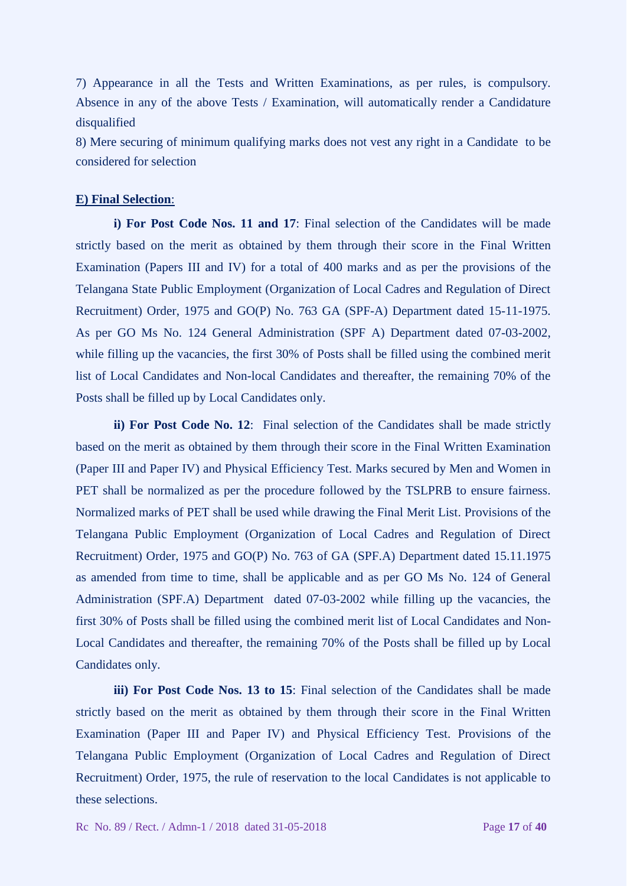7) Appearance in all the Tests and Written Examinations, as per rules, is compulsory. Absence in any of the above Tests / Examination, will automatically render a Candidature disqualified

8) Mere securing of minimum qualifying marks does not vest any right in a Candidate to be considered for selection

**E) Final Selection**:

**i) For Post Code Nos. 11 and 17**: Final selection of the Candidates will be made strictly based on the merit as obtained by them through their score in the Final Written Examination (Papers III and IV) for a total of 400 marks and as per the provisions of the Telangana State Public Employment (Organization of Local Cadres and Regulation of Direct Recruitment) Order, 1975 and GO(P) No. 763 GA (SPF-A) Department dated 15-11-1975. As per GO Ms No. 124 General Administration (SPF A) Department dated 07-03-2002, while filling up the vacancies, the first 30% of Posts shall be filled using the combined merit list of Local Candidates and Non-local Candidates and thereafter, the remaining 70% of the Posts shall be filled up by Local Candidates only.

**ii) For Post Code No. 12**: Final selection of the Candidates shall be made strictly based on the merit as obtained by them through their score in the Final Written Examination (Paper III and Paper IV) and Physical Efficiency Test. Marks secured by Men and Women in PET shall be normalized as per the procedure followed by the TSLPRB to ensure fairness. Normalized marks of PET shall be used while drawing the Final Merit List. Provisions of the Telangana Public Employment (Organization of Local Cadres and Regulation of Direct Recruitment) Order, 1975 and GO(P) No. 763 of GA (SPF.A) Department dated 15.11.1975 as amended from time to time, shall be applicable and as per GO Ms No. 124 of General Administration (SPF.A) Department dated 07-03-2002 while filling up the vacancies, the first 30% of Posts shall be filled using the combined merit list of Local Candidates and Non-Local Candidates and thereafter, the remaining 70% of the Posts shall be filled up by Local Candidates only.

**iii) For Post Code Nos. 13 to 15**: Final selection of the Candidates shall be made strictly based on the merit as obtained by them through their score in the Final Written Examination (Paper III and Paper IV) and Physical Efficiency Test. Provisions of the Telangana Public Employment (Organization of Local Cadres and Regulation of Direct Recruitment) Order, 1975, the rule of reservation to the local Candidates is not applicable to these selections.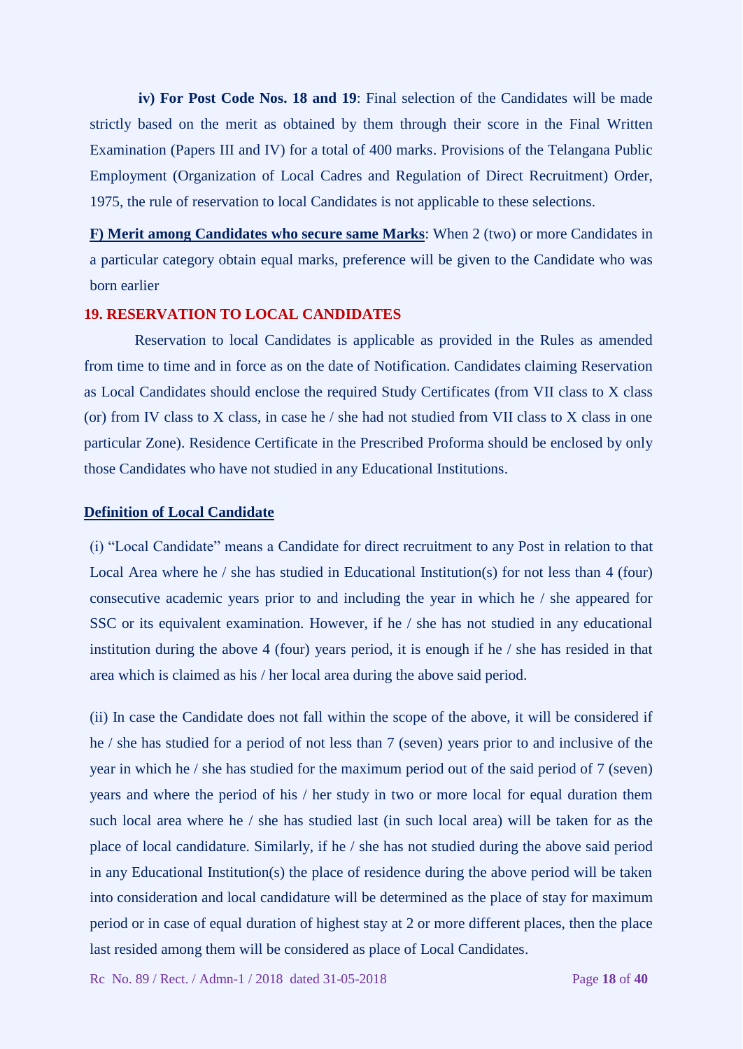**iv) For Post Code Nos. 18 and 19**: Final selection of the Candidates will be made strictly based on the merit as obtained by them through their score in the Final Written Examination (Papers III and IV) for a total of 400 marks. Provisions of the Telangana Public Employment (Organization of Local Cadres and Regulation of Direct Recruitment) Order, 1975, the rule of reservation to local Candidates is not applicable to these selections.

**F) Merit among Candidates who secure same Marks**: When 2 (two) or more Candidates in a particular category obtain equal marks, preference will be given to the Candidate who was born earlier

## 19. RESERVATION TO LOCAL CANDIDATES

Reservation to local Candidates is applicable as provided in the Rules as amended from time to time and in force as on the date of Notification. Candidates claiming Reservation as Local Candidates should enclose the required Study Certificates (from VII class to X class (or) from IV class to X class, in case he / she had not studied from VII class to X class in one particular Zone). Residence Certificate in the Prescribed Proforma should be enclosed by only those Candidates who have not studied in any Educational Institutions.

**Definition of Local Candidate**

(i) "Local Candidate" means a Candidate for direct recruitment to any Post in relation to that Local Area where he / she has studied in Educational Institution(s) for not less than 4 (four) consecutive academic years prior to and including the year in which he / she appeared for SSC or its equivalent examination. However, if he / she has not studied in any educational institution during the above 4 (four) years period, it is enough if he / she has resided in that area which is claimed as his / her local area during the above said period.

(ii) In case the Candidate does not fall within the scope of the above, it will be considered if he / she has studied for a period of not less than 7 (seven) years prior to and inclusive of the year in which he / she has studied for the maximum period out of the said period of 7 (seven) years and where the period of his / her study in two or more local for equal duration them such local area where he / she has studied last (in such local area) will be taken for as the place of local candidature. Similarly, if he / she has not studied during the above said period in any Educational Institution(s) the place of residence during the above period will be taken into consideration and local candidature will be determined as the place of stay for maximum period or in case of equal duration of highest stay at 2 or more different places, then the place last resided among them will be considered as place of Local Candidates.

Rc No. 89 / Rect. / Admn-1 / 2018 dated 31-05-2018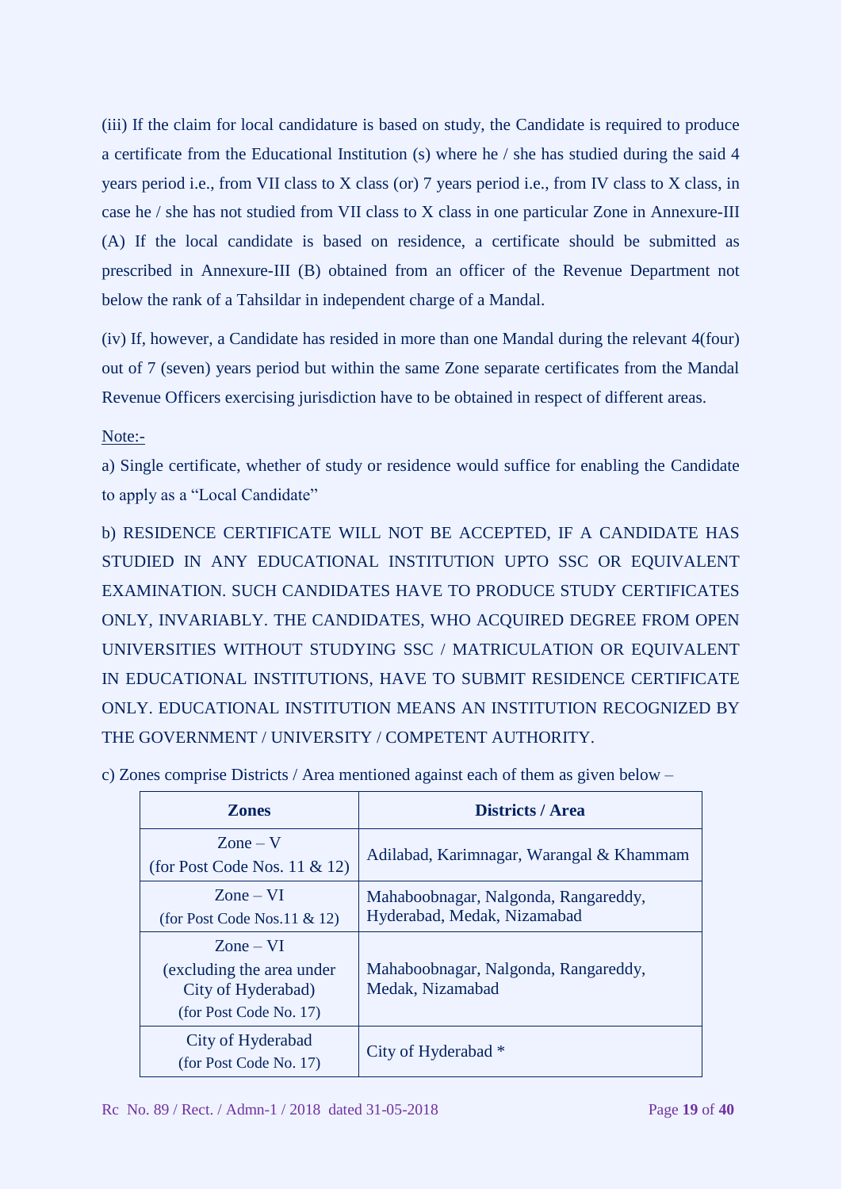(iii) If the claim for local candidature is based on study, the Candidate is required to produce a certificate from the Educational Institution (s) where he / she has studied during the said 4 years period i.e., from VII class to X class (or) 7 years period i.e., from IV class to X class, in case he / she has not studied from VII class to X class in one particular Zone in Annexure-III (A) If the local candidate is based on residence, a certificate should be submitted as prescribed in Annexure-III (B) obtained from an officer of the Revenue Department not below the rank of a Tahsildar in independent charge of a Mandal.

(iv) If, however, a Candidate has resided in more than one Mandal during the relevant 4(four) out of 7 (seven) years period but within the same Zone separate certificates from the Mandal Revenue Officers exercising jurisdiction have to be obtained in respect of different areas.

Note:-

a) Single certificate, whether of study or residence would suffice for enabling the Candidate to apply as a "Local Candidate"

b) RESIDENCE CERTIFICATE WILL NOT BE ACCEPTED, IF A CANDIDATE HAS STUDIED IN ANY EDUCATIONAL INSTITUTION UPTO SSC OR EQUIVALENT EXAMINATION. SUCH CANDIDATES HAVE TO PRODUCE STUDY CERTIFICATES ONLY, INVARIABLY. THE CANDIDATES, WHO ACQUIRED DEGREE FROM OPEN UNIVERSITIES WITHOUT STUDYING SSC / MATRICULATION OR EQUIVALENT IN EDUCATIONAL INSTITUTIONS, HAVE TO SUBMIT RESIDENCE CERTIFICATE ONLY. EDUCATIONAL INSTITUTION MEANS AN INSTITUTION RECOGNIZED BY THE GOVERNMENT / UNIVERSITY / COMPETENT AUTHORITY.

c) Zones comprise Districts / Area mentioned against each of them as given below –

| Zones | Districts / Area |
|---|---|
| Zone – V (for Post Code Nos. 11 & 12) | Adilabad, Karimnagar, Warangal & Khammam |
| Zone – VI (for Post Code Nos.11 & 12) | Mahaboobnagar, Nalgonda, Rangareddy, Hyderabad, Medak, Nizamabad |
| Zone – VI (excluding the area under City of Hyderabad) (for Post Code No. 17) | Mahaboobnagar, Nalgonda, Rangareddy, Medak, Nizamabad |
| City of Hyderabad (for Post Code No. 17) | City of Hyderabad * |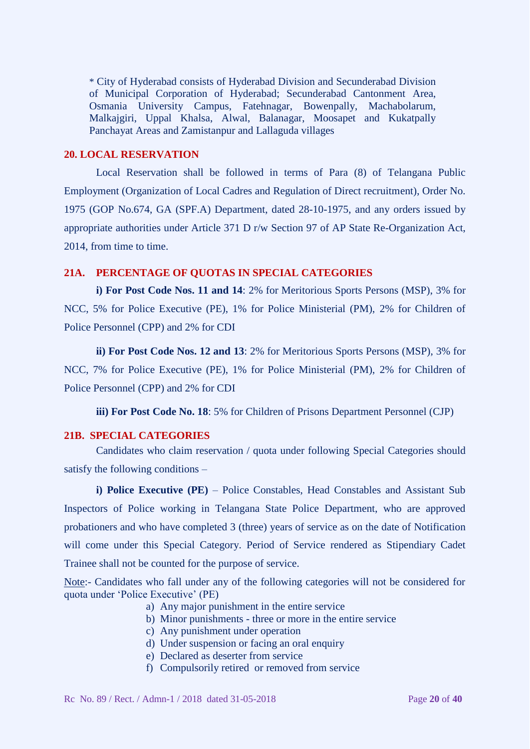* City of Hyderabad consists of Hyderabad Division and Secunderabad Division of Municipal Corporation of Hyderabad; Secunderabad Cantonment Area, Osmania University Campus, Fatehnagar, Bowenpally, Machabolarum, Malkajgiri, Uppal Khalsa, Alwal, Balanagar, Moosapet and Kukatpally Panchayat Areas and Zamistanpur and Lallaguda villages

## 20. LOCAL RESERVATION

Local Reservation shall be followed in terms of Para (8) of Telangana Public Employment (Organization of Local Cadres and Regulation of Direct recruitment), Order No. 1975 (GOP No.674, GA (SPF.A) Department, dated 28-10-1975, and any orders issued by appropriate authorities under Article 371 D r/w Section 97 of AP State Re-Organization Act, 2014, from time to time.

## 21A. PERCENTAGE OF QUOTAS IN SPECIAL CATEGORIES

**i) For Post Code Nos. 11 and 14**: 2% for Meritorious Sports Persons (MSP), 3% for NCC, 5% for Police Executive (PE), 1% for Police Ministerial (PM), 2% for Children of Police Personnel (CPP) and 2% for CDI

**ii) For Post Code Nos. 12 and 13**: 2% for Meritorious Sports Persons (MSP), 3% for NCC, 7% for Police Executive (PE), 1% for Police Ministerial (PM), 2% for Children of Police Personnel (CPP) and 2% for CDI

**iii) For Post Code No. 18**: 5% for Children of Prisons Department Personnel (CJP)

## 21B. SPECIAL CATEGORIES

Candidates who claim reservation / quota under following Special Categories should satisfy the following conditions –

**i) Police Executive (PE)** – Police Constables, Head Constables and Assistant Sub Inspectors of Police working in Telangana State Police Department, who are approved probationers and who have completed 3 (three) years of service as on the date of Notification will come under this Special Category. Period of Service rendered as Stipendiary Cadet Trainee shall not be counted for the purpose of service.

Note:- Candidates who fall under any of the following categories will not be considered for quota under 'Police Executive' (PE)

a) Any major punishment in the entire service
b) Minor punishments - three or more in the entire service
c) Any punishment under operation
d) Under suspension or facing an oral enquiry
e) Declared as deserter from service
f) Compulsorily retired or removed from service

Rc No. 89 / Rect. / Admn-1 / 2018 dated 31-05-2018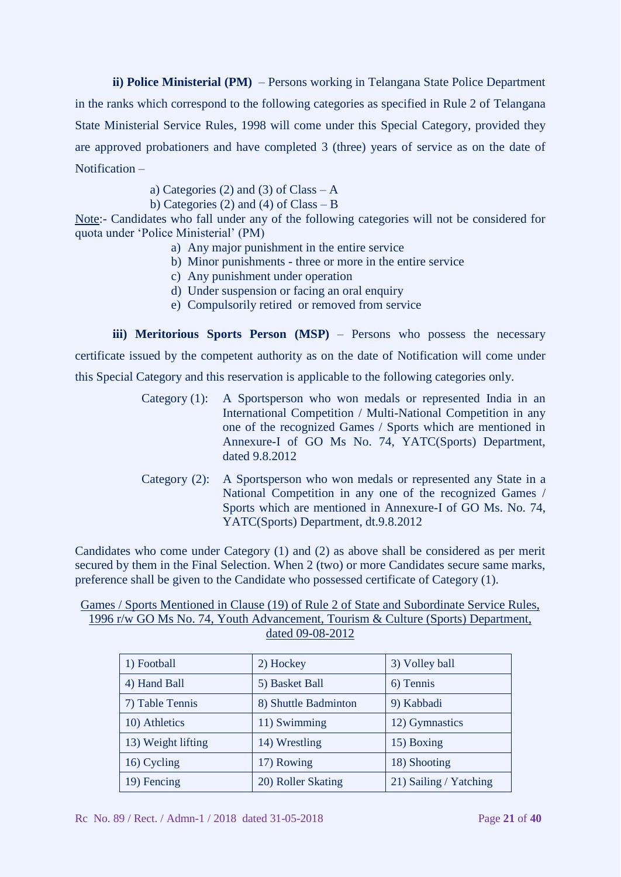**ii) Police Ministerial (PM)** – Persons working in Telangana State Police Department in the ranks which correspond to the following categories as specified in Rule 2 of Telangana State Ministerial Service Rules, 1998 will come under this Special Category, provided they are approved probationers and have completed 3 (three) years of service as on the date of Notification –

a) Categories (2) and (3) of Class – A
b) Categories (2) and (4) of Class – B

Note:- Candidates who fall under any of the following categories will not be considered for quota under 'Police Ministerial' (PM)

a) Any major punishment in the entire service
b) Minor punishments - three or more in the entire service
c) Any punishment under operation
d) Under suspension or facing an oral enquiry
e) Compulsorily retired or removed from service

**iii) Meritorious Sports Person (MSP)** – Persons who possess the necessary certificate issued by the competent authority as on the date of Notification will come under this Special Category and this reservation is applicable to the following categories only.

Category (1): A Sportsperson who won medals or represented India in an International Competition / Multi-National Competition in any one of the recognized Games / Sports which are mentioned in Annexure-I of GO Ms No. 74, YATC(Sports) Department, dated 9.8.2012

Category (2): A Sportsperson who won medals or represented any State in a National Competition in any one of the recognized Games / Sports which are mentioned in Annexure-I of GO Ms. No. 74, YATC(Sports) Department, dt.9.8.2012

Candidates who come under Category (1) and (2) as above shall be considered as per merit secured by them in the Final Selection. When 2 (two) or more Candidates secure same marks, preference shall be given to the Candidate who possessed certificate of Category (1).

Games / Sports Mentioned in Clause (19) of Rule 2 of State and Subordinate Service Rules, 1996 r/w GO Ms No. 74, Youth Advancement, Tourism & Culture (Sports) Department, dated 09-08-2012

| | | |
|---|---|---|
| 1) Football | 2) Hockey | 3) Volley ball |
| 4) Hand Ball | 5) Basket Ball | 6) Tennis |
| 7) Table Tennis | 8) Shuttle Badminton | 9) Kabbadi |
| 10) Athletics | 11) Swimming | 12) Gymnastics |
| 13) Weight lifting | 14) Wrestling | 15) Boxing |
| 16) Cycling | 17) Rowing | 18) Shooting |
| 19) Fencing | 20) Roller Skating | 21) Sailing / Yatching |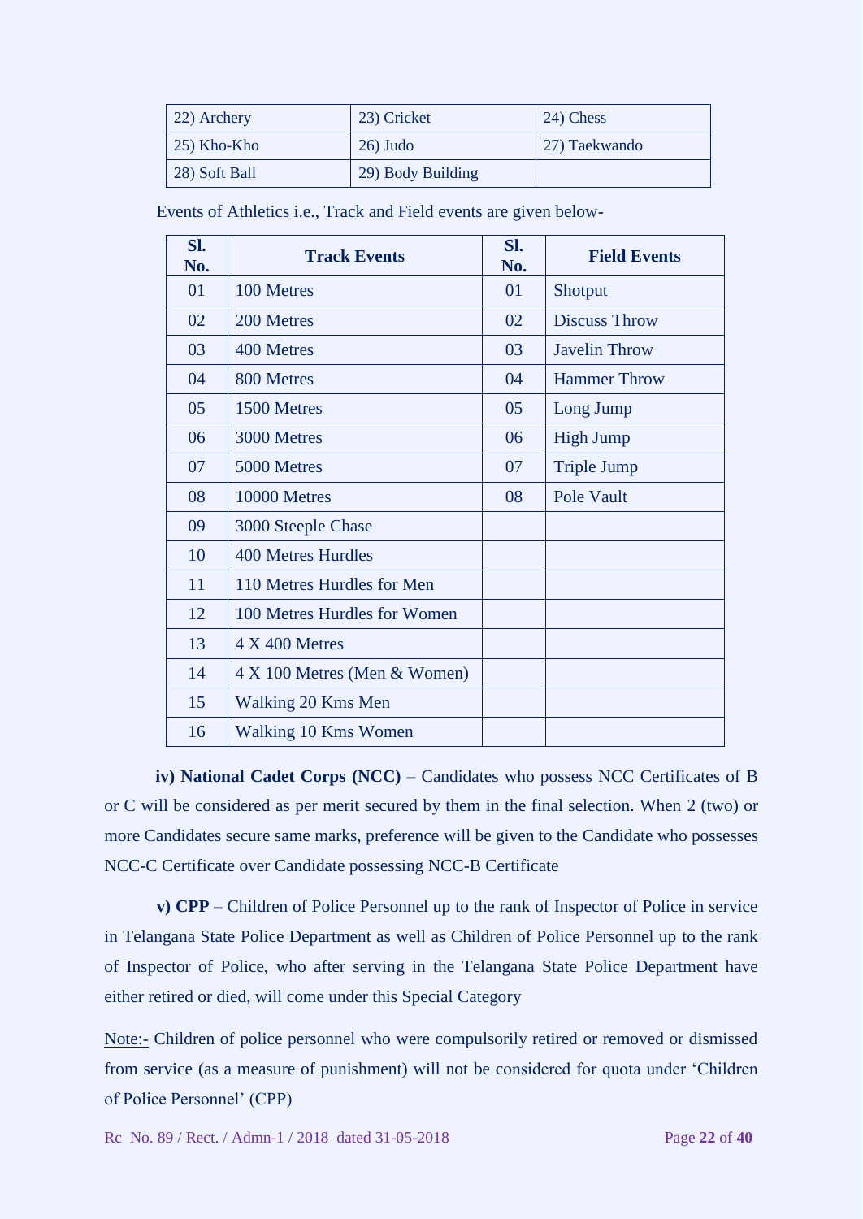| 22) Archery | 23) Cricket | 24) Chess |
|---|---|---|
| 25) Kho-Kho | 26) Judo | 27) Taekwando |
| 28) Soft Ball | 29) Body Building | |

Events of Athletics i.e., Track and Field events are given below-

| Sl. No. | Track Events | Sl. No. | Field Events |
|---|---|---|---|
| 01 | 100 Metres | 01 | Shotput |
| 02 | 200 Metres | 02 | Discuss Throw |
| 03 | 400 Metres | 03 | Javelin Throw |
| 04 | 800 Metres | 04 | Hammer Throw |
| 05 | 1500 Metres | 05 | Long Jump |
| 06 | 3000 Metres | 06 | High Jump |
| 07 | 5000 Metres | 07 | Triple Jump |
| 08 | 10000 Metres | 08 | Pole Vault |
| 09 | 3000 Steeple Chase | | |
| 10 | 400 Metres Hurdles | | |
| 11 | 110 Metres Hurdles for Men | | |
| 12 | 100 Metres Hurdles for Women | | |
| 13 | 4 X 400 Metres | | |
| 14 | 4 X 100 Metres (Men & Women) | | |
| 15 | Walking 20 Kms Men | | |
| 16 | Walking 10 Kms Women | | |

**iv) National Cadet Corps (NCC)** – Candidates who possess NCC Certificates of B or C will be considered as per merit secured by them in the final selection. When 2 (two) or more Candidates secure same marks, preference will be given to the Candidate who possesses NCC-C Certificate over Candidate possessing NCC-B Certificate

**v) CPP** – Children of Police Personnel up to the rank of Inspector of Police in service in Telangana State Police Department as well as Children of Police Personnel up to the rank of Inspector of Police, who after serving in the Telangana State Police Department have either retired or died, will come under this Special Category

Note:- Children of police personnel who were compulsorily retired or removed or dismissed from service (as a measure of punishment) will not be considered for quota under 'Children of Police Personnel' (CPP)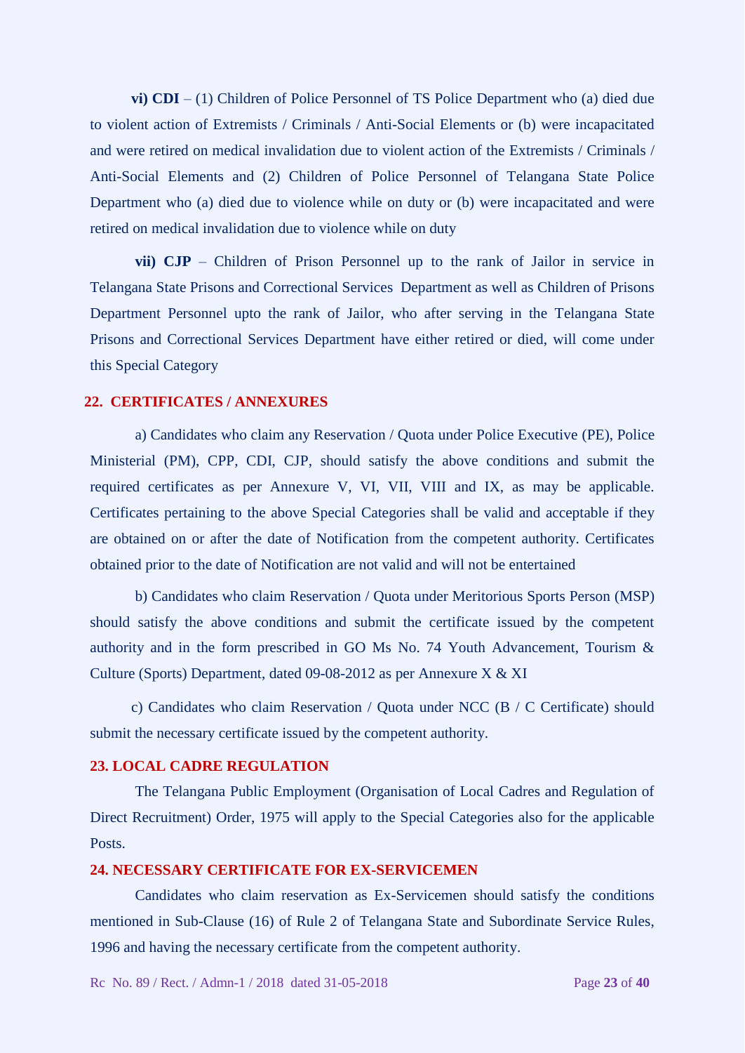**vi) CDI** – (1) Children of Police Personnel of TS Police Department who (a) died due to violent action of Extremists / Criminals / Anti-Social Elements or (b) were incapacitated and were retired on medical invalidation due to violent action of the Extremists / Criminals / Anti-Social Elements and (2) Children of Police Personnel of Telangana State Police Department who (a) died due to violence while on duty or (b) were incapacitated and were retired on medical invalidation due to violence while on duty

**vii) CJP** – Children of Prison Personnel up to the rank of Jailor in service in Telangana State Prisons and Correctional Services Department as well as Children of Prisons Department Personnel upto the rank of Jailor, who after serving in the Telangana State Prisons and Correctional Services Department have either retired or died, will come under this Special Category

## 22. CERTIFICATES / ANNEXURES

a) Candidates who claim any Reservation / Quota under Police Executive (PE), Police Ministerial (PM), CPP, CDI, CJP, should satisfy the above conditions and submit the required certificates as per Annexure V, VI, VII, VIII and IX, as may be applicable. Certificates pertaining to the above Special Categories shall be valid and acceptable if they are obtained on or after the date of Notification from the competent authority. Certificates obtained prior to the date of Notification are not valid and will not be entertained

b) Candidates who claim Reservation / Quota under Meritorious Sports Person (MSP) should satisfy the above conditions and submit the certificate issued by the competent authority and in the form prescribed in GO Ms No. 74 Youth Advancement, Tourism & Culture (Sports) Department, dated 09-08-2012 as per Annexure X & XI

c) Candidates who claim Reservation / Quota under NCC (B / C Certificate) should submit the necessary certificate issued by the competent authority.

## 23. LOCAL CADRE REGULATION

The Telangana Public Employment (Organisation of Local Cadres and Regulation of Direct Recruitment) Order, 1975 will apply to the Special Categories also for the applicable Posts.

## 24. NECESSARY CERTIFICATE FOR EX-SERVICEMEN

Candidates who claim reservation as Ex-Servicemen should satisfy the conditions mentioned in Sub-Clause (16) of Rule 2 of Telangana State and Subordinate Service Rules, 1996 and having the necessary certificate from the competent authority.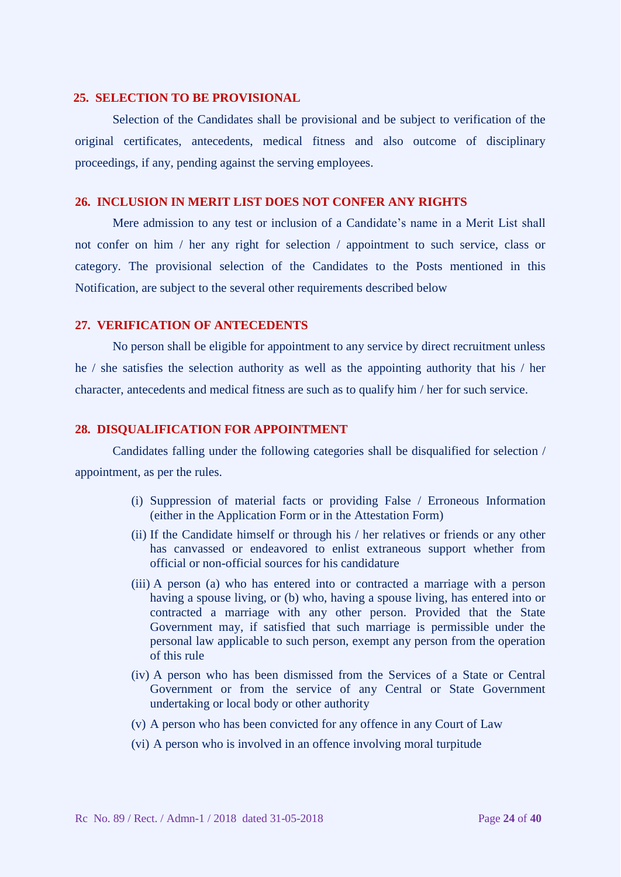## 25. SELECTION TO BE PROVISIONAL

Selection of the Candidates shall be provisional and be subject to verification of the original certificates, antecedents, medical fitness and also outcome of disciplinary proceedings, if any, pending against the serving employees.

## 26. INCLUSION IN MERIT LIST DOES NOT CONFER ANY RIGHTS

Mere admission to any test or inclusion of a Candidate's name in a Merit List shall not confer on him / her any right for selection / appointment to such service, class or category. The provisional selection of the Candidates to the Posts mentioned in this Notification, are subject to the several other requirements described below

## 27. VERIFICATION OF ANTECEDENTS

No person shall be eligible for appointment to any service by direct recruitment unless he / she satisfies the selection authority as well as the appointing authority that his / her character, antecedents and medical fitness are such as to qualify him / her for such service.

## 28. DISQUALIFICATION FOR APPOINTMENT

Candidates falling under the following categories shall be disqualified for selection / appointment, as per the rules.

(i) Suppression of material facts or providing False / Erroneous Information (either in the Application Form or in the Attestation Form)

(ii) If the Candidate himself or through his / her relatives or friends or any other has canvassed or endeavored to enlist extraneous support whether from official or non-official sources for his candidature

(iii) A person (a) who has entered into or contracted a marriage with a person having a spouse living, or (b) who, having a spouse living, has entered into or contracted a marriage with any other person. Provided that the State Government may, if satisfied that such marriage is permissible under the personal law applicable to such person, exempt any person from the operation of this rule

(iv) A person who has been dismissed from the Services of a State or Central Government or from the service of any Central or State Government undertaking or local body or other authority

(v) A person who has been convicted for any offence in any Court of Law

(vi) A person who is involved in an offence involving moral turpitude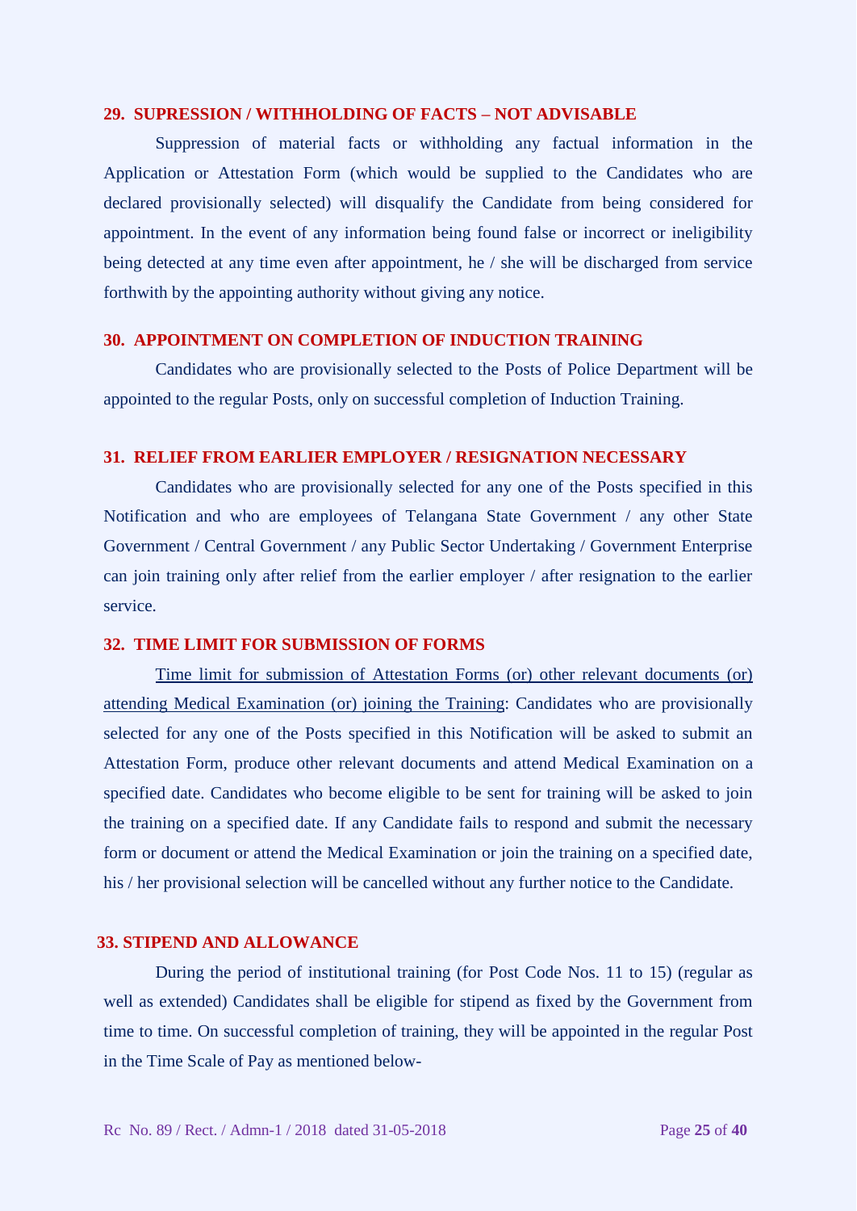### 29. SUPRESSION / WITHHOLDING OF FACTS – NOT ADVISABLE

Suppression of material facts or withholding any factual information in the Application or Attestation Form (which would be supplied to the Candidates who are declared provisionally selected) will disqualify the Candidate from being considered for appointment. In the event of any information being found false or incorrect or ineligibility being detected at any time even after appointment, he / she will be discharged from service forthwith by the appointing authority without giving any notice.

### 30. APPOINTMENT ON COMPLETION OF INDUCTION TRAINING

Candidates who are provisionally selected to the Posts of Police Department will be appointed to the regular Posts, only on successful completion of Induction Training.

### 31. RELIEF FROM EARLIER EMPLOYER / RESIGNATION NECESSARY

Candidates who are provisionally selected for any one of the Posts specified in this Notification and who are employees of Telangana State Government / any other State Government / Central Government / any Public Sector Undertaking / Government Enterprise can join training only after relief from the earlier employer / after resignation to the earlier service.

### 32. TIME LIMIT FOR SUBMISSION OF FORMS

<u>Time limit for submission of Attestation Forms (or) other relevant documents (or) attending Medical Examination (or) joining the Training</u>: Candidates who are provisionally selected for any one of the Posts specified in this Notification will be asked to submit an Attestation Form, produce other relevant documents and attend Medical Examination on a specified date. Candidates who become eligible to be sent for training will be asked to join the training on a specified date. If any Candidate fails to respond and submit the necessary form or document or attend the Medical Examination or join the training on a specified date, his / her provisional selection will be cancelled without any further notice to the Candidate.

### 33. STIPEND AND ALLOWANCE

During the period of institutional training (for Post Code Nos. 11 to 15) (regular as well as extended) Candidates shall be eligible for stipend as fixed by the Government from time to time. On successful completion of training, they will be appointed in the regular Post in the Time Scale of Pay as mentioned below-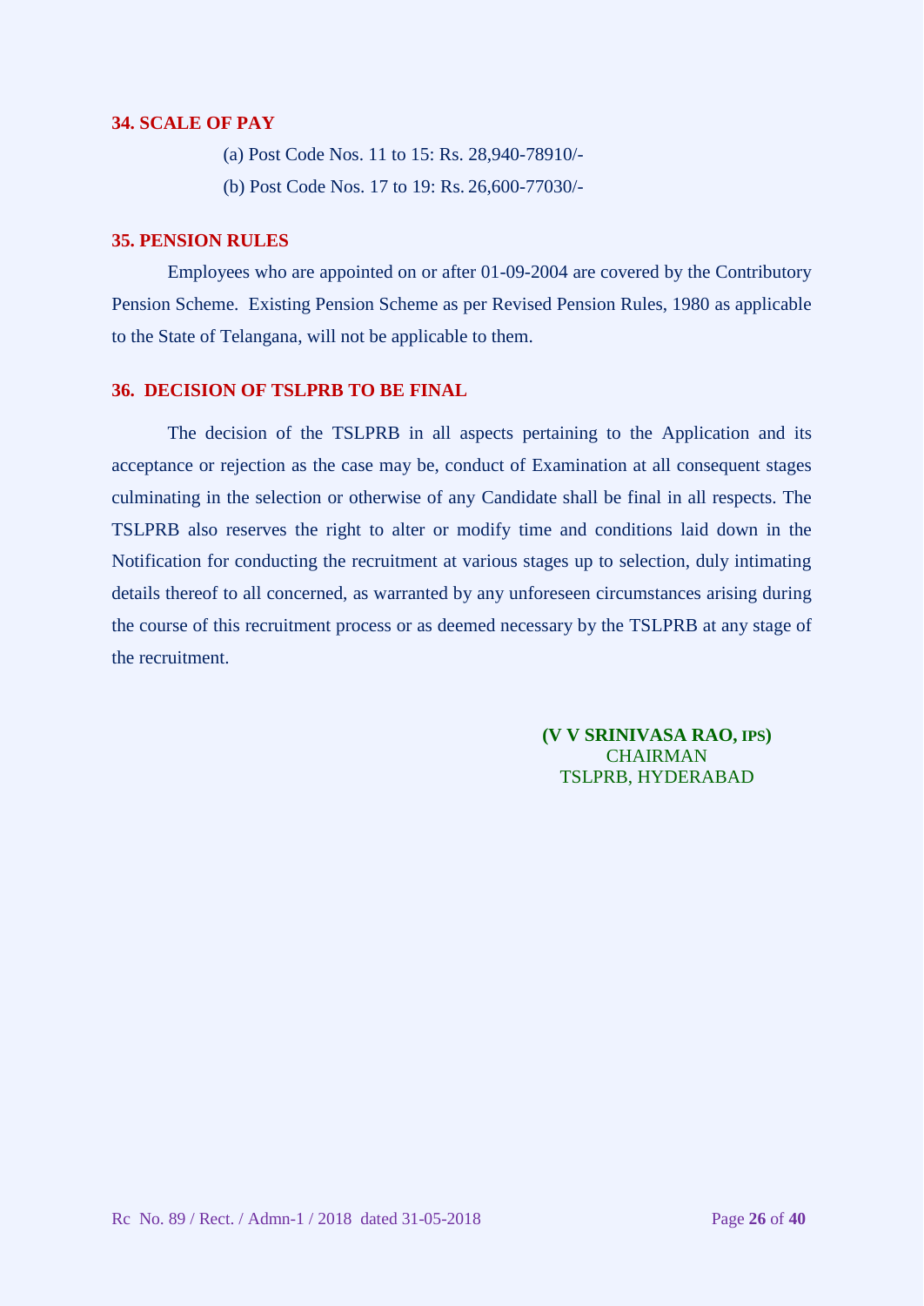### 34. SCALE OF PAY

(a) Post Code Nos. 11 to 15: Rs. 28,940-78910/-

(b) Post Code Nos. 17 to 19: Rs. 26,600-77030/-

### 35. PENSION RULES

Employees who are appointed on or after 01-09-2004 are covered by the Contributory Pension Scheme. Existing Pension Scheme as per Revised Pension Rules, 1980 as applicable to the State of Telangana, will not be applicable to them.

### 36. DECISION OF TSLPRB TO BE FINAL

The decision of the TSLPRB in all aspects pertaining to the Application and its acceptance or rejection as the case may be, conduct of Examination at all consequent stages culminating in the selection or otherwise of any Candidate shall be final in all respects. The TSLPRB also reserves the right to alter or modify time and conditions laid down in the Notification for conducting the recruitment at various stages up to selection, duly intimating details thereof to all concerned, as warranted by any unforeseen circumstances arising during the course of this recruitment process or as deemed necessary by the TSLPRB at any stage of the recruitment.

**(V V SRINIVASA RAO, IPS)**
CHAIRMAN
TSLPRB, HYDERABAD

Rc No. 89 / Rect. / Admn-1 / 2018 dated 31-05-2018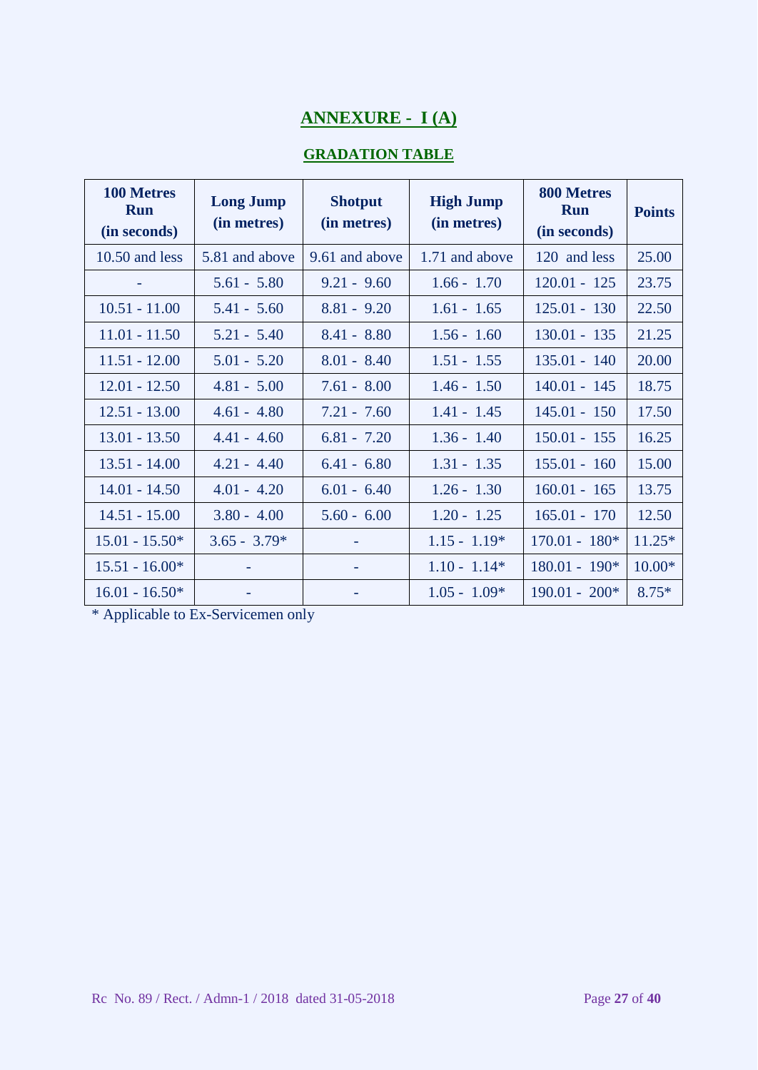# ANNEXURE - I (A)

## GRADATION TABLE

| 100 Metres Run (in seconds) | Long Jump (in metres) | Shotput (in metres) | High Jump (in metres) | 800 Metres Run (in seconds) | Points |
|---|---|---|---|---|---|
| 10.50 and less | 5.81 and above | 9.61 and above | 1.71 and above | 120 and less | 25.00 |
| - | 5.61 - 5.80 | 9.21 - 9.60 | 1.66 - 1.70 | 120.01 - 125 | 23.75 |
| 10.51 - 11.00 | 5.41 - 5.60 | 8.81 - 9.20 | 1.61 - 1.65 | 125.01 - 130 | 22.50 |
| 11.01 - 11.50 | 5.21 - 5.40 | 8.41 - 8.80 | 1.56 - 1.60 | 130.01 - 135 | 21.25 |
| 11.51 - 12.00 | 5.01 - 5.20 | 8.01 - 8.40 | 1.51 - 1.55 | 135.01 - 140 | 20.00 |
| 12.01 - 12.50 | 4.81 - 5.00 | 7.61 - 8.00 | 1.46 - 1.50 | 140.01 - 145 | 18.75 |
| 12.51 - 13.00 | 4.61 - 4.80 | 7.21 - 7.60 | 1.41 - 1.45 | 145.01 - 150 | 17.50 |
| 13.01 - 13.50 | 4.41 - 4.60 | 6.81 - 7.20 | 1.36 - 1.40 | 150.01 - 155 | 16.25 |
| 13.51 - 14.00 | 4.21 - 4.40 | 6.41 - 6.80 | 1.31 - 1.35 | 155.01 - 160 | 15.00 |
| 14.01 - 14.50 | 4.01 - 4.20 | 6.01 - 6.40 | 1.26 - 1.30 | 160.01 - 165 | 13.75 |
| 14.51 - 15.00 | 3.80 - 4.00 | 5.60 - 6.00 | 1.20 - 1.25 | 165.01 - 170 | 12.50 |
| 15.01 - 15.50* | 3.65 - 3.79* | - | 1.15 - 1.19* | 170.01 - 180* | 11.25* |
| 15.51 - 16.00* | - | - | 1.10 - 1.14* | 180.01 - 190* | 10.00* |
| 16.01 - 16.50* | - | - | 1.05 - 1.09* | 190.01 - 200* | 8.75* |

\* Applicable to Ex-Servicemen only

Rc No. 89 / Rect. / Admn-1 / 2018 dated 31-05-2018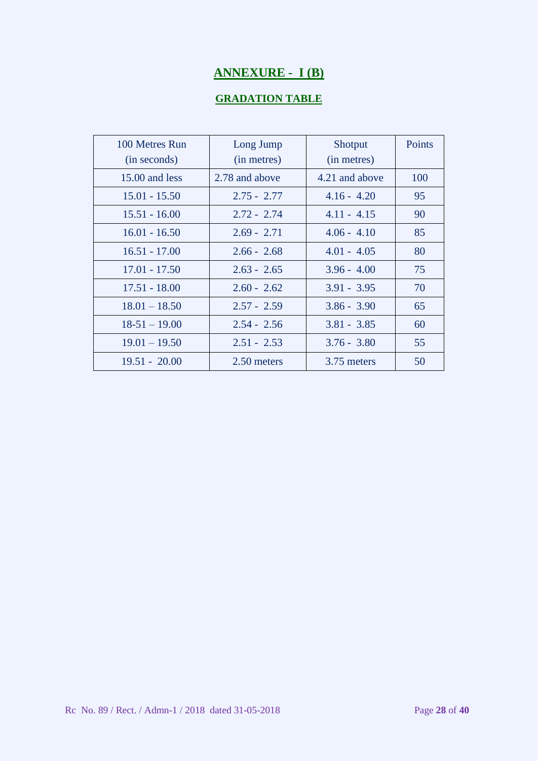# ANNEXURE - I (B)

## GRADATION TABLE

| 100 Metres Run (in seconds) | Long Jump (in metres) | Shotput (in metres) | Points |
|---|---|---|---|
| 15.00 and less | 2.78 and above | 4.21 and above | 100 |
| 15.01 - 15.50 | 2.75 - 2.77 | 4.16 - 4.20 | 95 |
| 15.51 - 16.00 | 2.72 - 2.74 | 4.11 - 4.15 | 90 |
| 16.01 - 16.50 | 2.69 - 2.71 | 4.06 - 4.10 | 85 |
| 16.51 - 17.00 | 2.66 - 2.68 | 4.01 - 4.05 | 80 |
| 17.01 - 17.50 | 2.63 - 2.65 | 3.96 - 4.00 | 75 |
| 17.51 - 18.00 | 2.60 - 2.62 | 3.91 - 3.95 | 70 |
| 18.01 – 18.50 | 2.57 - 2.59 | 3.86 - 3.90 | 65 |
| 18-51 – 19.00 | 2.54 - 2.56 | 3.81 - 3.85 | 60 |
| 19.01 – 19.50 | 2.51 - 2.53 | 3.76 - 3.80 | 55 |
| 19.51 - 20.00 | 2.50 meters | 3.75 meters | 50 |

Rc No. 89 / Rect. / Admn-1 / 2018 dated 31-05-2018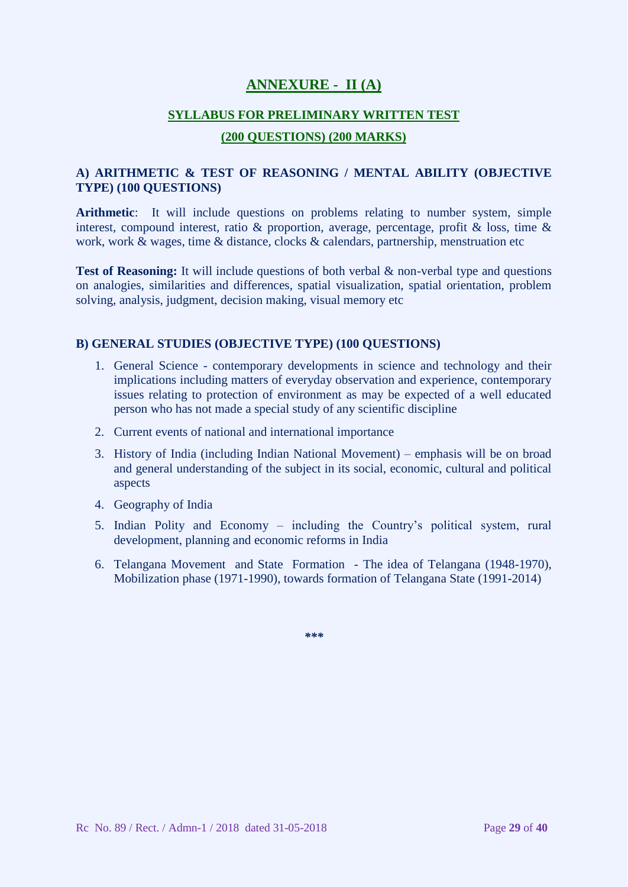# ANNEXURE - II (A)

## SYLLABUS FOR PRELIMINARY WRITTEN TEST

## (200 QUESTIONS) (200 MARKS)

### A) ARITHMETIC & TEST OF REASONING / MENTAL ABILITY (OBJECTIVE TYPE) (100 QUESTIONS)

**Arithmetic**: It will include questions on problems relating to number system, simple interest, compound interest, ratio & proportion, average, percentage, profit & loss, time & work, work & wages, time & distance, clocks & calendars, partnership, menstruation etc

**Test of Reasoning:** It will include questions of both verbal & non-verbal type and questions on analogies, similarities and differences, spatial visualization, spatial orientation, problem solving, analysis, judgment, decision making, visual memory etc

### B) GENERAL STUDIES (OBJECTIVE TYPE) (100 QUESTIONS)

1. General Science - contemporary developments in science and technology and their implications including matters of everyday observation and experience, contemporary issues relating to protection of environment as may be expected of a well educated person who has not made a special study of any scientific discipline
2. Current events of national and international importance
3. History of India (including Indian National Movement) – emphasis will be on broad and general understanding of the subject in its social, economic, cultural and political aspects
4. Geography of India
5. Indian Polity and Economy – including the Country's political system, rural development, planning and economic reforms in India
6. Telangana Movement and State Formation - The idea of Telangana (1948-1970), Mobilization phase (1971-1990), towards formation of Telangana State (1991-2014)

***

Rc No. 89 / Rect. / Admn-1 / 2018 dated 31-05-2018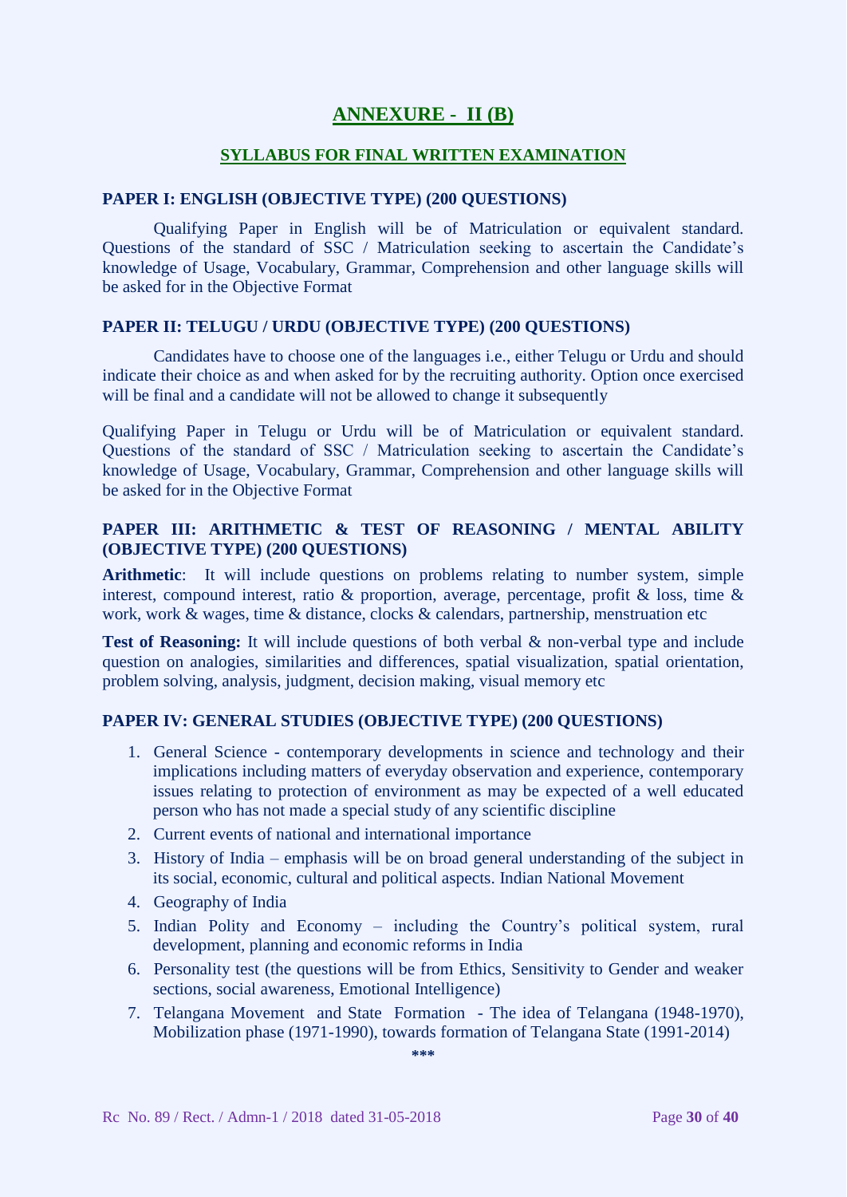# ANNEXURE - II (B)

## SYLLABUS FOR FINAL WRITTEN EXAMINATION

### PAPER I: ENGLISH (OBJECTIVE TYPE) (200 QUESTIONS)

Qualifying Paper in English will be of Matriculation or equivalent standard. Questions of the standard of SSC / Matriculation seeking to ascertain the Candidate's knowledge of Usage, Vocabulary, Grammar, Comprehension and other language skills will be asked for in the Objective Format

### PAPER II: TELUGU / URDU (OBJECTIVE TYPE) (200 QUESTIONS)

Candidates have to choose one of the languages i.e., either Telugu or Urdu and should indicate their choice as and when asked for by the recruiting authority. Option once exercised will be final and a candidate will not be allowed to change it subsequently

Qualifying Paper in Telugu or Urdu will be of Matriculation or equivalent standard. Questions of the standard of SSC / Matriculation seeking to ascertain the Candidate's knowledge of Usage, Vocabulary, Grammar, Comprehension and other language skills will be asked for in the Objective Format

### PAPER III: ARITHMETIC & TEST OF REASONING / MENTAL ABILITY (OBJECTIVE TYPE) (200 QUESTIONS)

**Arithmetic**: It will include questions on problems relating to number system, simple interest, compound interest, ratio & proportion, average, percentage, profit & loss, time & work, work & wages, time & distance, clocks & calendars, partnership, menstruation etc

**Test of Reasoning:** It will include questions of both verbal & non-verbal type and include question on analogies, similarities and differences, spatial visualization, spatial orientation, problem solving, analysis, judgment, decision making, visual memory etc

### PAPER IV: GENERAL STUDIES (OBJECTIVE TYPE) (200 QUESTIONS)

1. General Science - contemporary developments in science and technology and their implications including matters of everyday observation and experience, contemporary issues relating to protection of environment as may be expected of a well educated person who has not made a special study of any scientific discipline
2. Current events of national and international importance
3. History of India – emphasis will be on broad general understanding of the subject in its social, economic, cultural and political aspects. Indian National Movement
4. Geography of India
5. Indian Polity and Economy – including the Country's political system, rural development, planning and economic reforms in India
6. Personality test (the questions will be from Ethics, Sensitivity to Gender and weaker sections, social awareness, Emotional Intelligence)
7. Telangana Movement and State Formation - The idea of Telangana (1948-1970), Mobilization phase (1971-1990), towards formation of Telangana State (1991-2014)

***

Rc No. 89 / Rect. / Admn-1 / 2018 dated 31-05-2018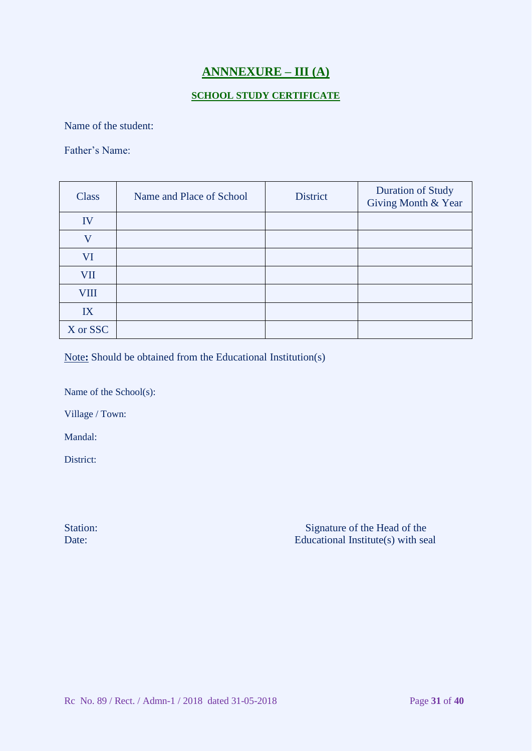# ANNNEXURE – III (A)

## SCHOOL STUDY CERTIFICATE

Name of the student:

Father's Name:

| Class | Name and Place of School | District | Duration of Study Giving Month & Year |
|---|---|---|---|
| IV | | | |
| V | | | |
| VI | | | |
| VII | | | |
| VIII | | | |
| IX | | | |
| X or SSC | | | |

Note**:** Should be obtained from the Educational Institution(s)

Name of the School(s):

Village / Town:

Mandal:

District:

Station:
Date:

Signature of the Head of the
Educational Institute(s) with seal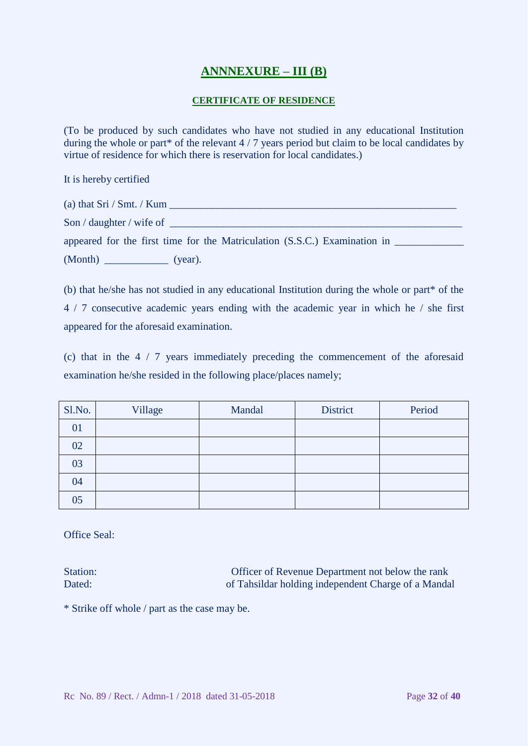# ANNNEXURE – III (B)

## CERTIFICATE OF RESIDENCE

(To be produced by such candidates who have not studied in any educational Institution during the whole or part* of the relevant 4 / 7 years period but claim to be local candidates by virtue of residence for which there is reservation for local candidates.)

It is hereby certified

(a) that Sri / Smt. / Kum _______________________________________________________

Son / daughter / wife of _______________________________________________________

appeared for the first time for the Matriculation (S.S.C.) Examination in _____________ (Month) ____________ (year).

(b) that he/she has not studied in any educational Institution during the whole or part* of the 4 / 7 consecutive academic years ending with the academic year in which he / she first appeared for the aforesaid examination.

(c) that in the 4 / 7 years immediately preceding the commencement of the aforesaid examination he/she resided in the following place/places namely;

| Sl.No. | Village | Mandal | District | Period |
|---|---|---|---|---|
| 01 | | | | |
| 02 | | | | |
| 03 | | | | |
| 04 | | | | |
| 05 | | | | |

Office Seal:

Station:

Dated:

Officer of Revenue Department not below the rank of Tahsildar holding independent Charge of a Mandal

* Strike off whole / part as the case may be.

Rc No. 89 / Rect. / Admn-1 / 2018 dated 31-05-2018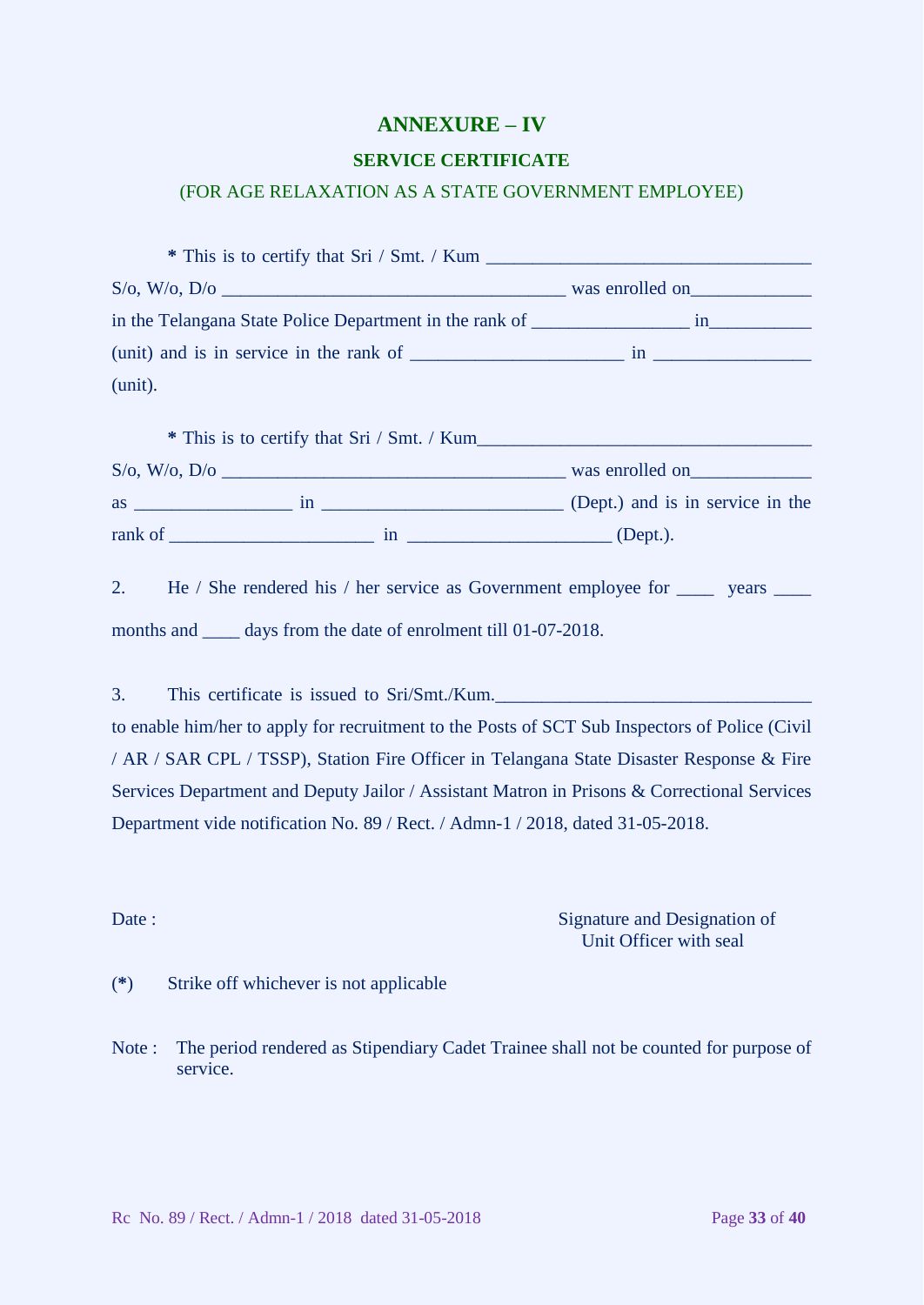# ANNEXURE – IV

## SERVICE CERTIFICATE

(FOR AGE RELAXATION AS A STATE GOVERNMENT EMPLOYEE)

**\*** This is to certify that Sri / Smt. / Kum ___________________________________ S/o, W/o, D/o _____________________________________ was enrolled on_____________ in the Telangana State Police Department in the rank of _________________ in___________ (unit) and is in service in the rank of _______________________ in _________________ (unit).

**\*** This is to certify that Sri / Smt. / Kum____________________________________ S/o, W/o, D/o _____________________________________ was enrolled on_____________ as _________________ in _________________________ (Dept.) and is in service in the rank of ______________________ in ______________________ (Dept.).

2. He / She rendered his / her service as Government employee for ____ years ____ months and ____ days from the date of enrolment till 01-07-2018.

3. This certificate is issued to Sri/Smt./Kum.__________________________________ to enable him/her to apply for recruitment to the Posts of SCT Sub Inspectors of Police (Civil / AR / SAR CPL / TSSP), Station Fire Officer in Telangana State Disaster Response & Fire Services Department and Deputy Jailor / Assistant Matron in Prisons & Correctional Services Department vide notification No. 89 / Rect. / Admn-1 / 2018, dated 31-05-2018.

Date :

Signature and Designation of
Unit Officer with seal

**(\*)** Strike off whichever is not applicable

Note : The period rendered as Stipendiary Cadet Trainee shall not be counted for purpose of service.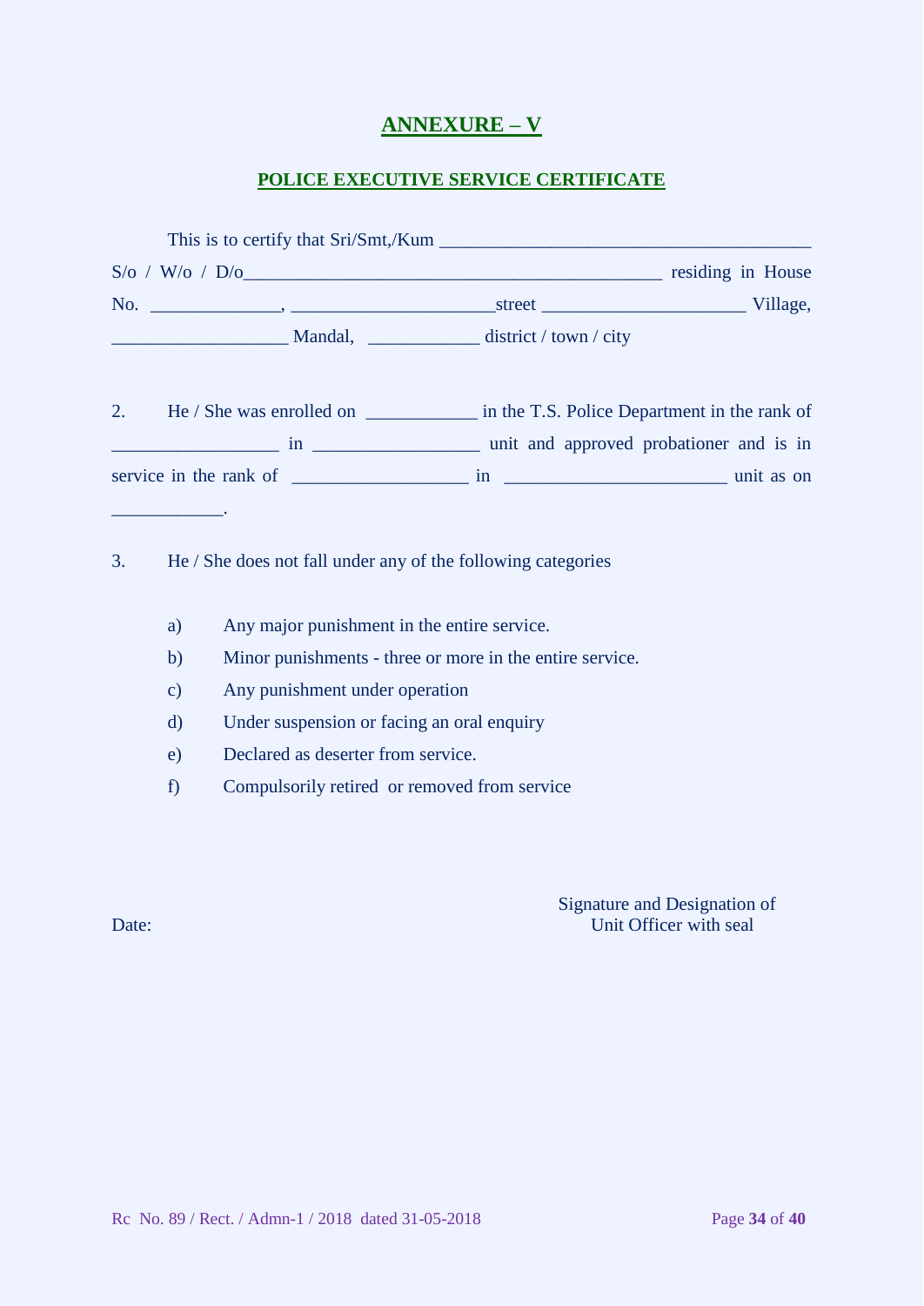# ANNEXURE – V

## POLICE EXECUTIVE SERVICE CERTIFICATE

This is to certify that Sri/Smt,/Kum ________________________________________ S/o / W/o / D/o_____________________________________________ residing in House No. ______________, ______________________street ______________________ Village, ___________________ Mandal, ____________ district / town / city

2. He / She was enrolled on ____________ in the T.S. Police Department in the rank of __________________ in __________________ unit and approved probationer and is in service in the rank of ___________________ in ________________________ unit as on ____________.

3. He / She does not fall under any of the following categories

a) Any major punishment in the entire service.

b) Minor punishments - three or more in the entire service.

c) Any punishment under operation

d) Under suspension or facing an oral enquiry

e) Declared as deserter from service.

f) Compulsorily retired or removed from service

Date:

Signature and Designation of
Unit Officer with seal

Rc No. 89 / Rect. / Admn-1 / 2018 dated 31-05-2018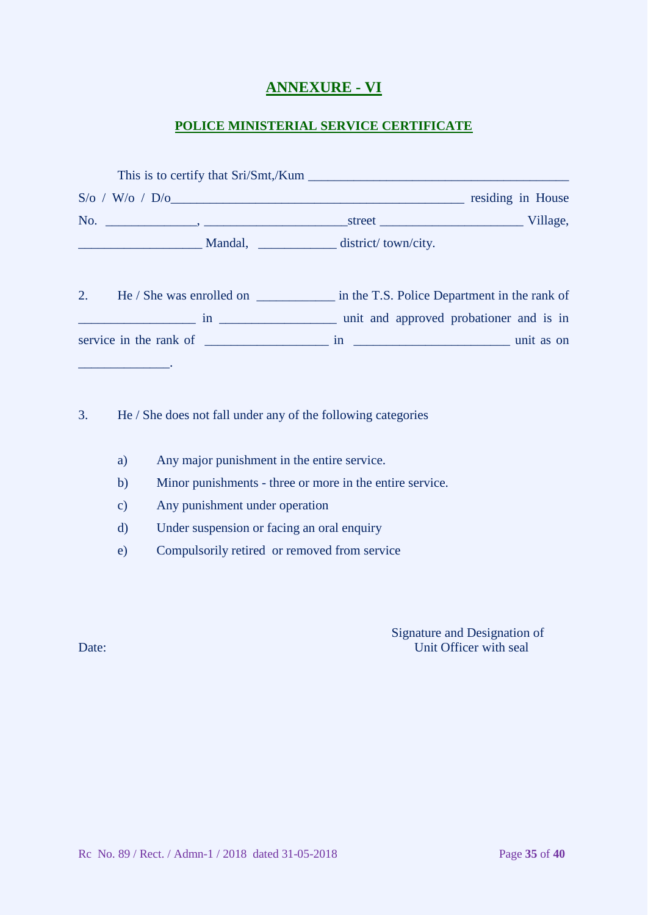# ANNEXURE - VI

## POLICE MINISTERIAL SERVICE CERTIFICATE

This is to certify that Sri/Smt,/Kum ________________________________________ S/o / W/o / D/o____________________________________________ residing in House No. _____________, ______________________street ______________________ Village, ___________________ Mandal, ____________ district/ town/city.

2. He / She was enrolled on ____________ in the T.S. Police Department in the rank of __________________ in __________________ unit and approved probationer and is in service in the rank of ___________________ in ________________________ unit as on ______________.

3. He / She does not fall under any of the following categories

a) Any major punishment in the entire service.

b) Minor punishments - three or more in the entire service.

c) Any punishment under operation

d) Under suspension or facing an oral enquiry

e) Compulsorily retired or removed from service

Date:

Signature and Designation of
Unit Officer with seal

Rc No. 89 / Rect. / Admn-1 / 2018 dated 31-05-2018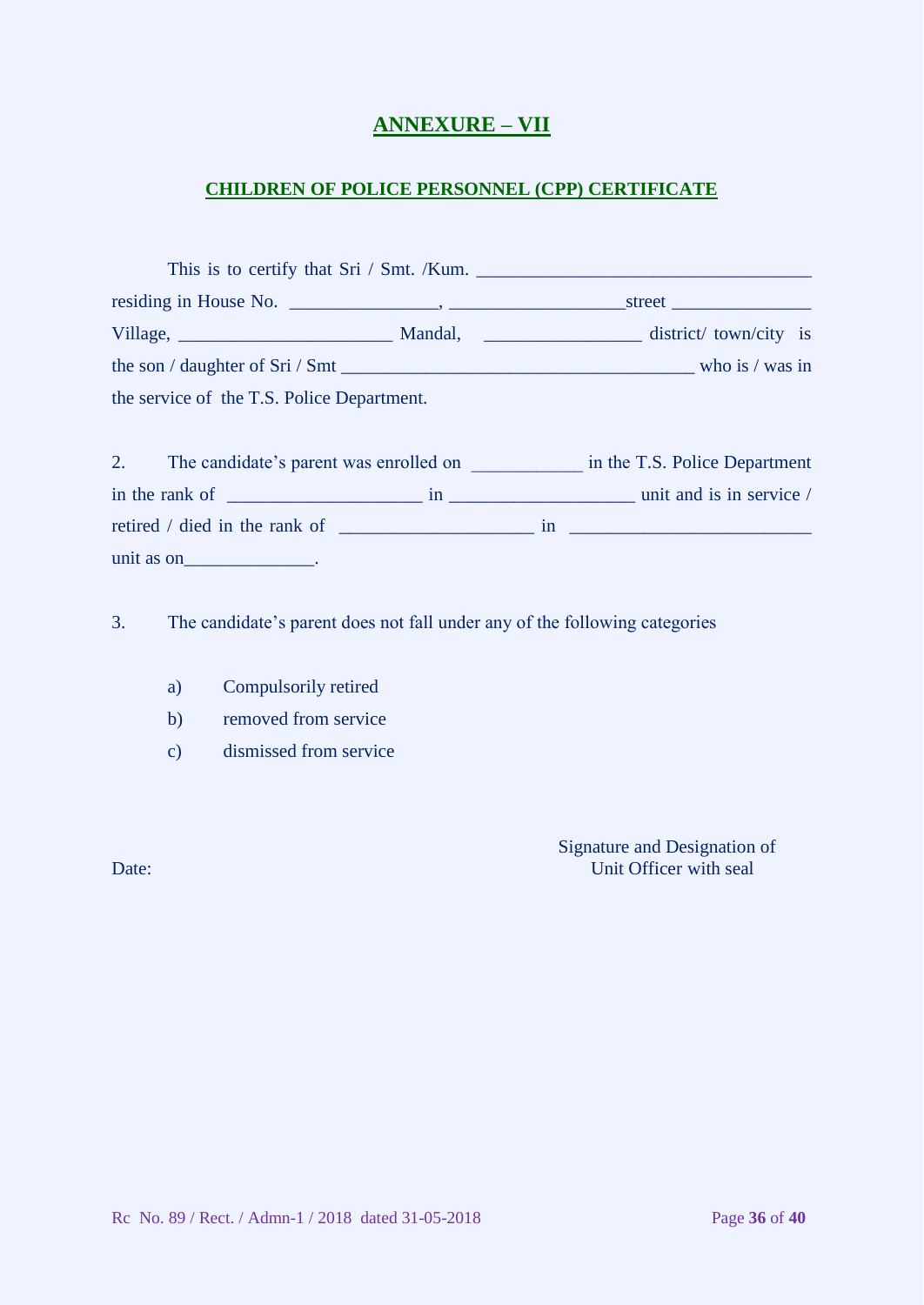# ANNEXURE – VII

## CHILDREN OF POLICE PERSONNEL (CPP) CERTIFICATE

This is to certify that Sri / Smt. /Kum. ___________________________________ residing in House No. _______________, __________________street ______________ Village, ______________________ Mandal, ________________ district/ town/city is the son / daughter of Sri / Smt _____________________________________ who is / was in the service of the T.S. Police Department.

2. The candidate's parent was enrolled on ___________ in the T.S. Police Department in the rank of ____________________ in ___________________ unit and is in service / retired / died in the rank of ____________________ in _________________________ unit as on_____________.

3. The candidate's parent does not fall under any of the following categories

a) Compulsorily retired
b) removed from service
c) dismissed from service

Date:

Signature and Designation of
Unit Officer with seal

Rc No. 89 / Rect. / Admn-1 / 2018 dated 31-05-2018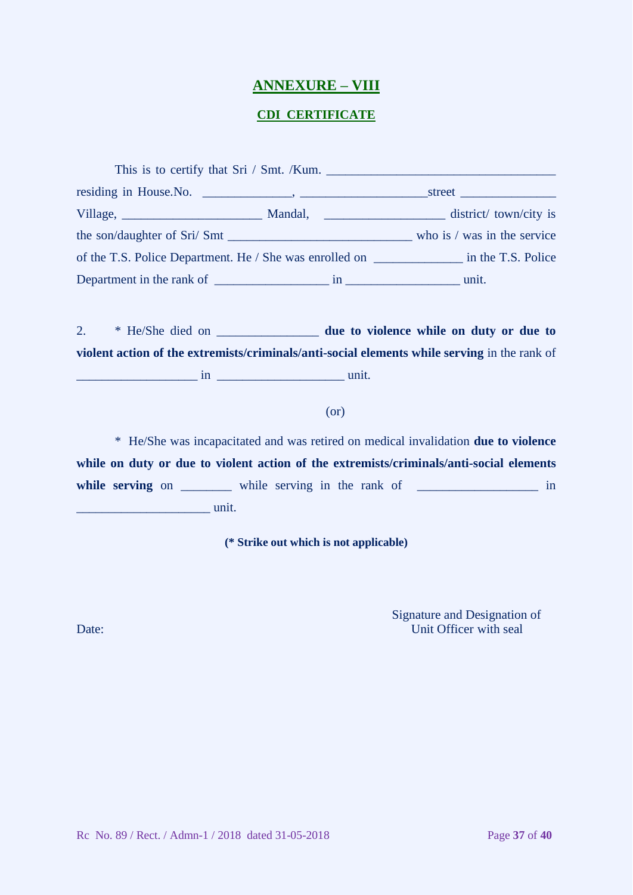# ANNEXURE – VIII

## CDI CERTIFICATE

This is to certify that Sri / Smt. /Kum. ___________________________________ residing in House.No. _____________, ___________________street ______________ Village, _____________________ Mandal, __________________ district/ town/city is the son/daughter of Sri/ Smt ____________________________ who is / was in the service of the T.S. Police Department. He / She was enrolled on _____________ in the T.S. Police Department in the rank of _________________ in _________________ unit.

2. * He/She died on _______________ **due to violence while on duty or due to violent action of the extremists/criminals/anti-social elements while serving** in the rank of __________________ in ___________________ unit.

(or)

* He/She was incapacitated and was retired on medical invalidation **due to violence while on duty or due to violent action of the extremists/criminals/anti-social elements while serving** on _______ while serving in the rank of __________________ in ____________________ unit.

**(* Strike out which is not applicable)**

Date:

Signature and Designation of
Unit Officer with seal

Rc No. 89 / Rect. / Admn-1 / 2018 dated 31-05-2018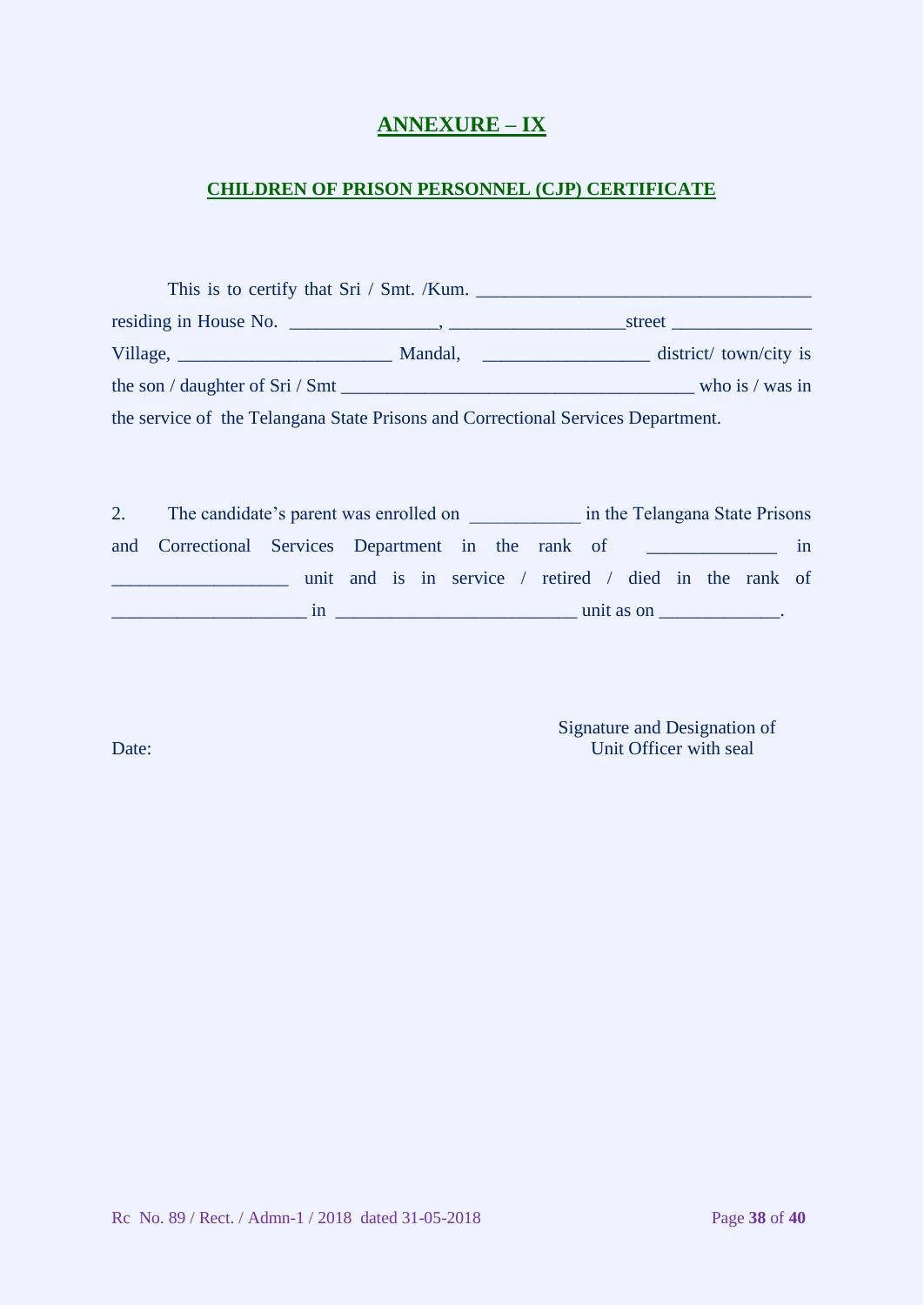# ANNEXURE – IX

## CHILDREN OF PRISON PERSONNEL (CJP) CERTIFICATE

This is to certify that Sri / Smt. /Kum. ___________________________________ residing in House No. _______________, __________________street ______________ Village, ______________________ Mandal, _________________ district/ town/city is the son / daughter of Sri / Smt _____________________________________ who is / was in the service of the Telangana State Prisons and Correctional Services Department.

2. The candidate's parent was enrolled on ___________ in the Telangana State Prisons and Correctional Services Department in the rank of _____________ in __________________ unit and is in service / retired / died in the rank of ____________________ in _________________________ unit as on ____________.

Date:

Signature and Designation of
Unit Officer with seal

Rc No. 89 / Rect. / Admn-1 / 2018 dated 31-05-2018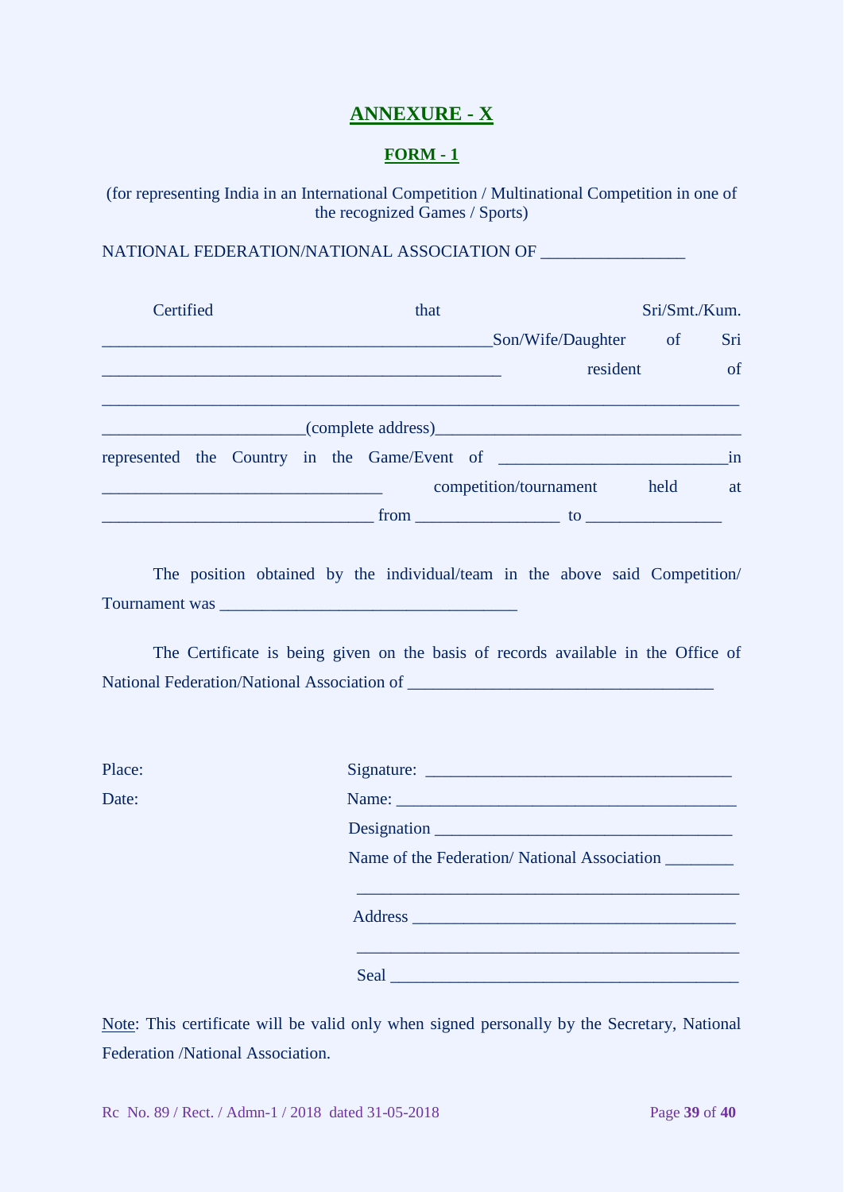# ANNEXURE - X

## FORM - 1

(for representing India in an International Competition / Multinational Competition in one of the recognized Games / Sports)

NATIONAL FEDERATION/NATIONAL ASSOCIATION OF ________________

Certified that Sri/Smt./Kum. ______________________________________________Son/Wife/Daughter of Sri ______________________________________________ resident of ___________________________________________________________________________ ______________________(complete address)__________________________________ represented the Country in the Game/Event of _________________________in ______________________________ competition/tournament held at _____________________________ from ________________ to _______________

The position obtained by the individual/team in the above said Competition/ Tournament was __________________________________

The Certificate is being given on the basis of records available in the Office of National Federation/National Association of __________________________________

Place:

Date:

Signature: __________________________________

Name: _______________________________________

Designation __________________________________

Name of the Federation/ National Association ________

___________________________________________

Address _____________________________________

___________________________________________

Seal ________________________________________

Note: This certificate will be valid only when signed personally by the Secretary, National Federation /National Association.

Rc No. 89 / Rect. / Admn-1 / 2018 dated 31-05-2018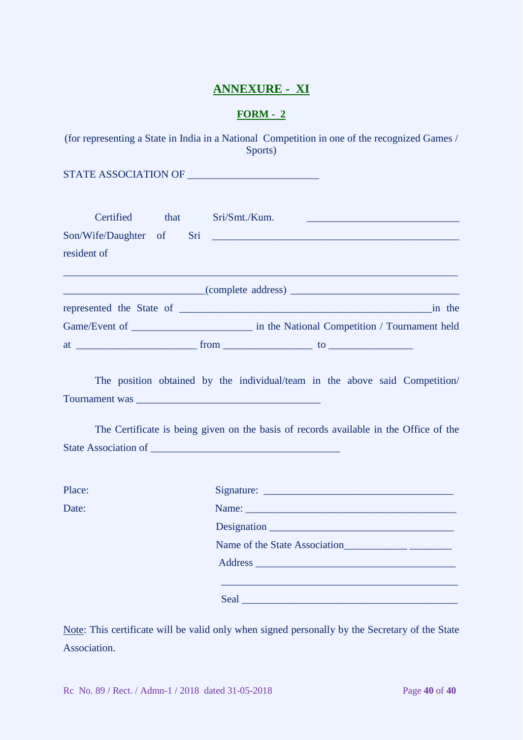## ANNEXURE - XI

### FORM - 2

(for representing a State in India in a National Competition in one of the recognized Games / Sports)

STATE ASSOCIATION OF _________________________

Certified that Sri/Smt./Kum. _____________________________ Son/Wife/Daughter of Sri _______________________________________________ resident of

___________________________________________________________________________

___________________________(complete address) _________________________________ represented the State of ________________________________________________in the Game/Event of _______________________ in the National Competition / Tournament held at _______________________ from _________________ to ________________

The position obtained by the individual/team in the above said Competition/ Tournament was ___________________________________

The Certificate is being given on the basis of records available in the Office of the State Association of ____________________________________

Place:

Date:

Signature: ____________________________________

Name: _______________________________________

Designation ___________________________________

Name of the State Association____________ ________

Address ______________________________________

_____________________________________________

Seal _________________________________________

Note: This certificate will be valid only when signed personally by the Secretary of the State Association.

Rc No. 89 / Rect. / Admn-1 / 2018 dated 31-05-2018